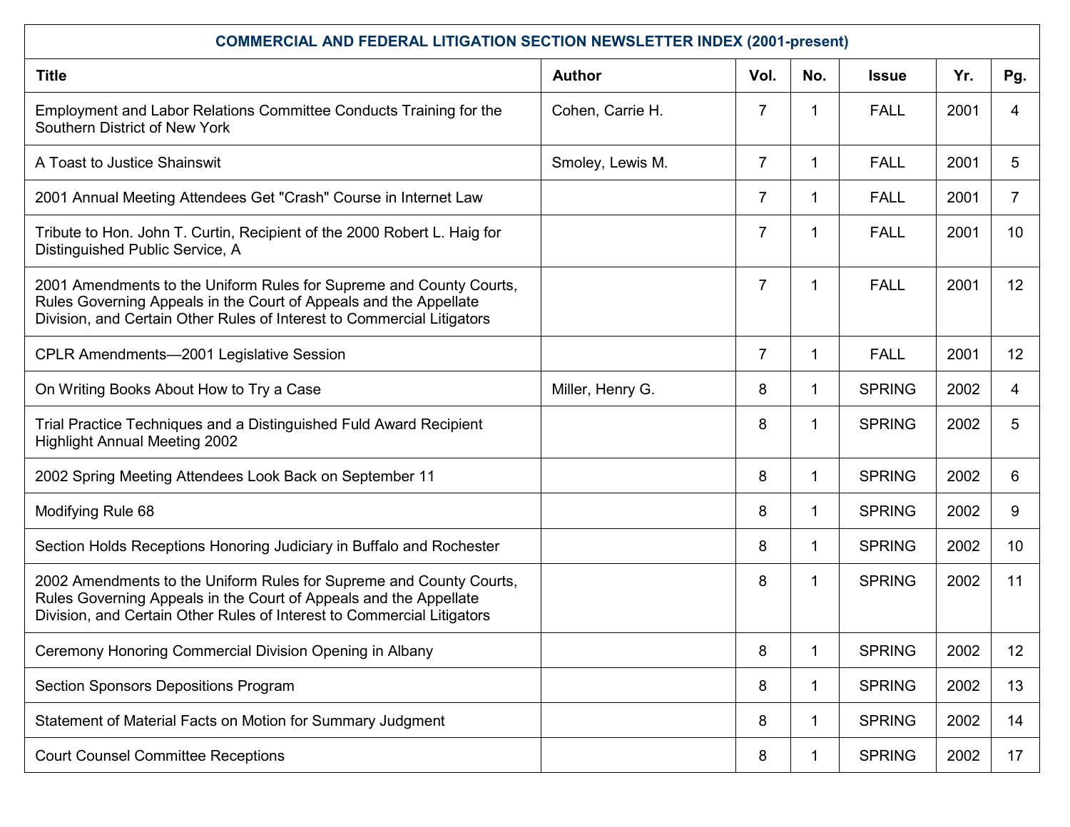| COMMERCIAL AND FEDERAL LITIGATION SECTION NEWSLETTER INDEX (2001-present) | | | | | | |
|---|---|---|---|---|---|---|
| **Title** | **Author** | **Vol.** | **No.** | **Issue** | **Yr.** | **Pg.** |
| Employment and Labor Relations Committee Conducts Training for the Southern District of New York | Cohen, Carrie H. | 7 | 1 | FALL | 2001 | 4 |
| A Toast to Justice Shainswit | Smoley, Lewis M. | 7 | 1 | FALL | 2001 | 5 |
| 2001 Annual Meeting Attendees Get "Crash" Course in Internet Law | | 7 | 1 | FALL | 2001 | 7 |
| Tribute to Hon. John T. Curtin, Recipient of the 2000 Robert L. Haig for Distinguished Public Service, A | | 7 | 1 | FALL | 2001 | 10 |
| 2001 Amendments to the Uniform Rules for Supreme and County Courts, Rules Governing Appeals in the Court of Appeals and the Appellate Division, and Certain Other Rules of Interest to Commercial Litigators | | 7 | 1 | FALL | 2001 | 12 |
| CPLR Amendments—2001 Legislative Session | | 7 | 1 | FALL | 2001 | 12 |
| On Writing Books About How to Try a Case | Miller, Henry G. | 8 | 1 | SPRING | 2002 | 4 |
| Trial Practice Techniques and a Distinguished Fuld Award Recipient Highlight Annual Meeting 2002 | | 8 | 1 | SPRING | 2002 | 5 |
| 2002 Spring Meeting Attendees Look Back on September 11 | | 8 | 1 | SPRING | 2002 | 6 |
| Modifying Rule 68 | | 8 | 1 | SPRING | 2002 | 9 |
| Section Holds Receptions Honoring Judiciary in Buffalo and Rochester | | 8 | 1 | SPRING | 2002 | 10 |
| 2002 Amendments to the Uniform Rules for Supreme and County Courts, Rules Governing Appeals in the Court of Appeals and the Appellate Division, and Certain Other Rules of Interest to Commercial Litigators | | 8 | 1 | SPRING | 2002 | 11 |
| Ceremony Honoring Commercial Division Opening in Albany | | 8 | 1 | SPRING | 2002 | 12 |
| Section Sponsors Depositions Program | | 8 | 1 | SPRING | 2002 | 13 |
| Statement of Material Facts on Motion for Summary Judgment | | 8 | 1 | SPRING | 2002 | 14 |
| Court Counsel Committee Receptions | | 8 | 1 | SPRING | 2002 | 17 |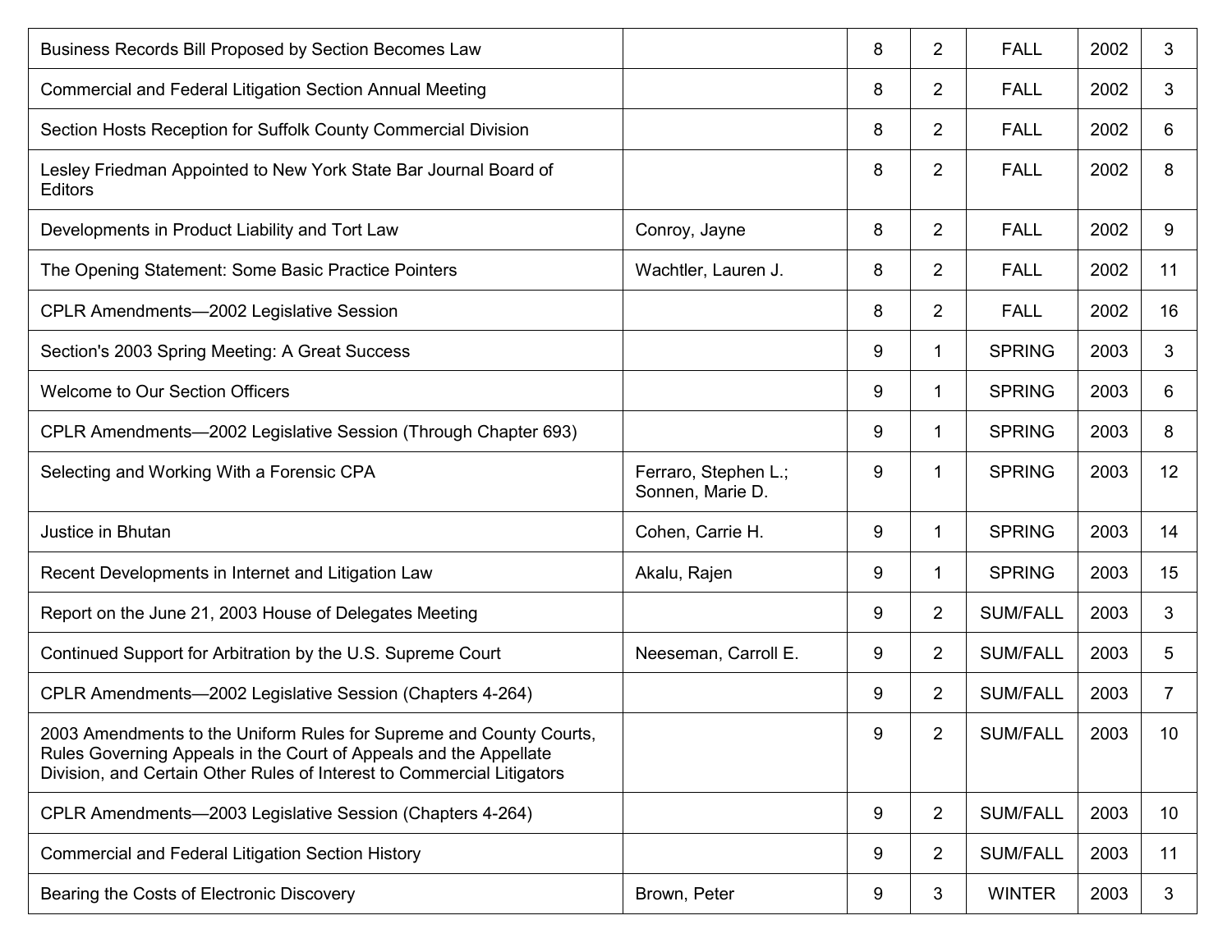| | | | | | | |
|---|---|---|---|---|---|---|
| Business Records Bill Proposed by Section Becomes Law | | 8 | 2 | FALL | 2002 | 3 |
| Commercial and Federal Litigation Section Annual Meeting | | 8 | 2 | FALL | 2002 | 3 |
| Section Hosts Reception for Suffolk County Commercial Division | | 8 | 2 | FALL | 2002 | 6 |
| Lesley Friedman Appointed to New York State Bar Journal Board of Editors | | 8 | 2 | FALL | 2002 | 8 |
| Developments in Product Liability and Tort Law | Conroy, Jayne | 8 | 2 | FALL | 2002 | 9 |
| The Opening Statement: Some Basic Practice Pointers | Wachtler, Lauren J. | 8 | 2 | FALL | 2002 | 11 |
| CPLR Amendments—2002 Legislative Session | | 8 | 2 | FALL | 2002 | 16 |
| Section's 2003 Spring Meeting: A Great Success | | 9 | 1 | SPRING | 2003 | 3 |
| Welcome to Our Section Officers | | 9 | 1 | SPRING | 2003 | 6 |
| CPLR Amendments—2002 Legislative Session (Through Chapter 693) | | 9 | 1 | SPRING | 2003 | 8 |
| Selecting and Working With a Forensic CPA | Ferraro, Stephen L.; Sonnen, Marie D. | 9 | 1 | SPRING | 2003 | 12 |
| Justice in Bhutan | Cohen, Carrie H. | 9 | 1 | SPRING | 2003 | 14 |
| Recent Developments in Internet and Litigation Law | Akalu, Rajen | 9 | 1 | SPRING | 2003 | 15 |
| Report on the June 21, 2003 House of Delegates Meeting | | 9 | 2 | SUM/FALL | 2003 | 3 |
| Continued Support for Arbitration by the U.S. Supreme Court | Neeseman, Carroll E. | 9 | 2 | SUM/FALL | 2003 | 5 |
| CPLR Amendments—2002 Legislative Session (Chapters 4-264) | | 9 | 2 | SUM/FALL | 2003 | 7 |
| 2003 Amendments to the Uniform Rules for Supreme and County Courts, Rules Governing Appeals in the Court of Appeals and the Appellate Division, and Certain Other Rules of Interest to Commercial Litigators | | 9 | 2 | SUM/FALL | 2003 | 10 |
| CPLR Amendments—2003 Legislative Session (Chapters 4-264) | | 9 | 2 | SUM/FALL | 2003 | 10 |
| Commercial and Federal Litigation Section History | | 9 | 2 | SUM/FALL | 2003 | 11 |
| Bearing the Costs of Electronic Discovery | Brown, Peter | 9 | 3 | WINTER | 2003 | 3 |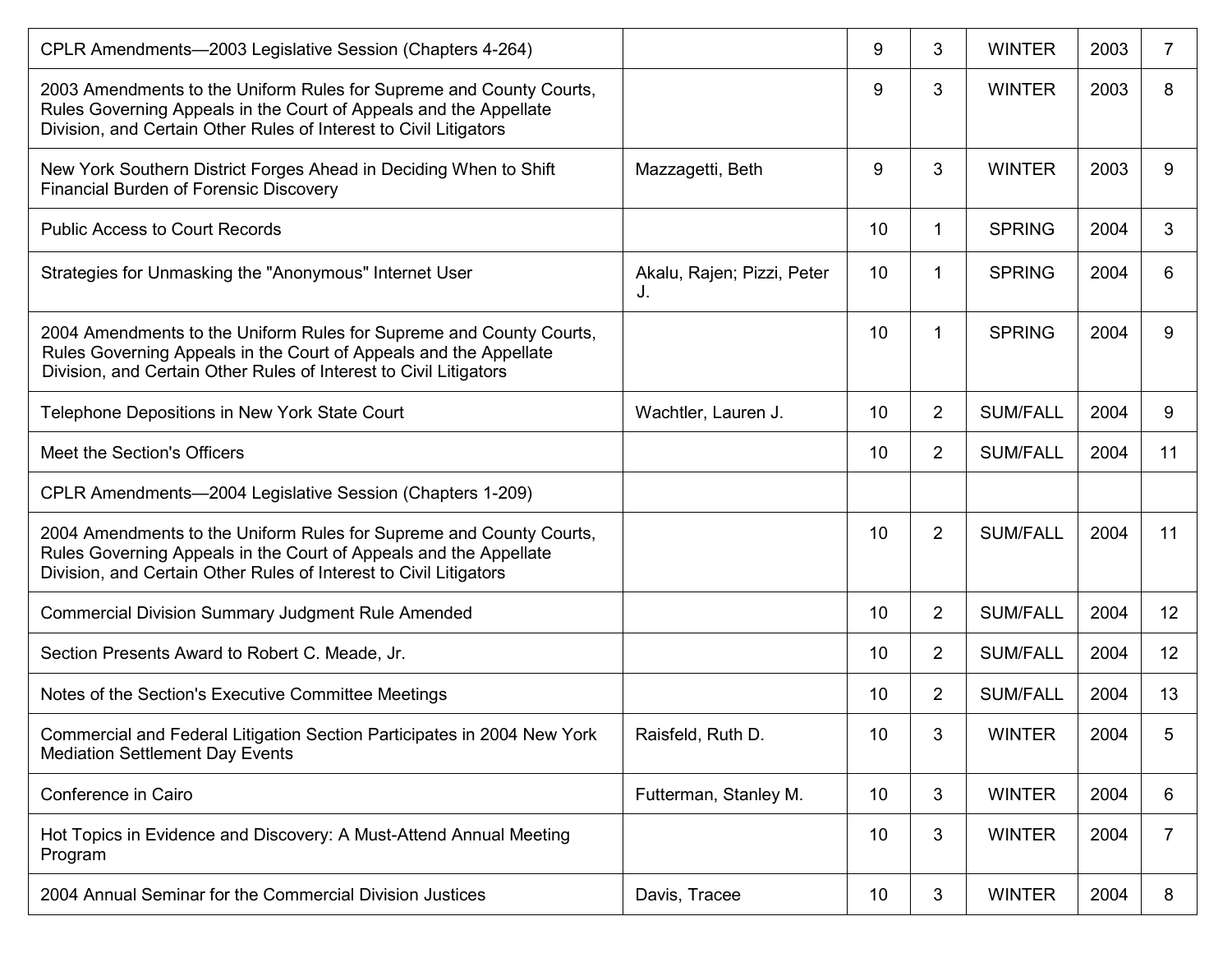| | | | | | | |
|---|---|---|---|---|---|---|
| CPLR Amendments—2003 Legislative Session (Chapters 4-264) | | 9 | 3 | WINTER | 2003 | 7 |
| 2003 Amendments to the Uniform Rules for Supreme and County Courts, Rules Governing Appeals in the Court of Appeals and the Appellate Division, and Certain Other Rules of Interest to Civil Litigators | | 9 | 3 | WINTER | 2003 | 8 |
| New York Southern District Forges Ahead in Deciding When to Shift Financial Burden of Forensic Discovery | Mazzagetti, Beth | 9 | 3 | WINTER | 2003 | 9 |
| Public Access to Court Records | | 10 | 1 | SPRING | 2004 | 3 |
| Strategies for Unmasking the "Anonymous" Internet User | Akalu, Rajen; Pizzi, Peter J. | 10 | 1 | SPRING | 2004 | 6 |
| 2004 Amendments to the Uniform Rules for Supreme and County Courts, Rules Governing Appeals in the Court of Appeals and the Appellate Division, and Certain Other Rules of Interest to Civil Litigators | | 10 | 1 | SPRING | 2004 | 9 |
| Telephone Depositions in New York State Court | Wachtler, Lauren J. | 10 | 2 | SUM/FALL | 2004 | 9 |
| Meet the Section's Officers | | 10 | 2 | SUM/FALL | 2004 | 11 |
| CPLR Amendments—2004 Legislative Session (Chapters 1-209) | | | | | | |
| 2004 Amendments to the Uniform Rules for Supreme and County Courts, Rules Governing Appeals in the Court of Appeals and the Appellate Division, and Certain Other Rules of Interest to Civil Litigators | | 10 | 2 | SUM/FALL | 2004 | 11 |
| Commercial Division Summary Judgment Rule Amended | | 10 | 2 | SUM/FALL | 2004 | 12 |
| Section Presents Award to Robert C. Meade, Jr. | | 10 | 2 | SUM/FALL | 2004 | 12 |
| Notes of the Section's Executive Committee Meetings | | 10 | 2 | SUM/FALL | 2004 | 13 |
| Commercial and Federal Litigation Section Participates in 2004 New York Mediation Settlement Day Events | Raisfeld, Ruth D. | 10 | 3 | WINTER | 2004 | 5 |
| Conference in Cairo | Futterman, Stanley M. | 10 | 3 | WINTER | 2004 | 6 |
| Hot Topics in Evidence and Discovery: A Must-Attend Annual Meeting Program | | 10 | 3 | WINTER | 2004 | 7 |
| 2004 Annual Seminar for the Commercial Division Justices | Davis, Tracee | 10 | 3 | WINTER | 2004 | 8 |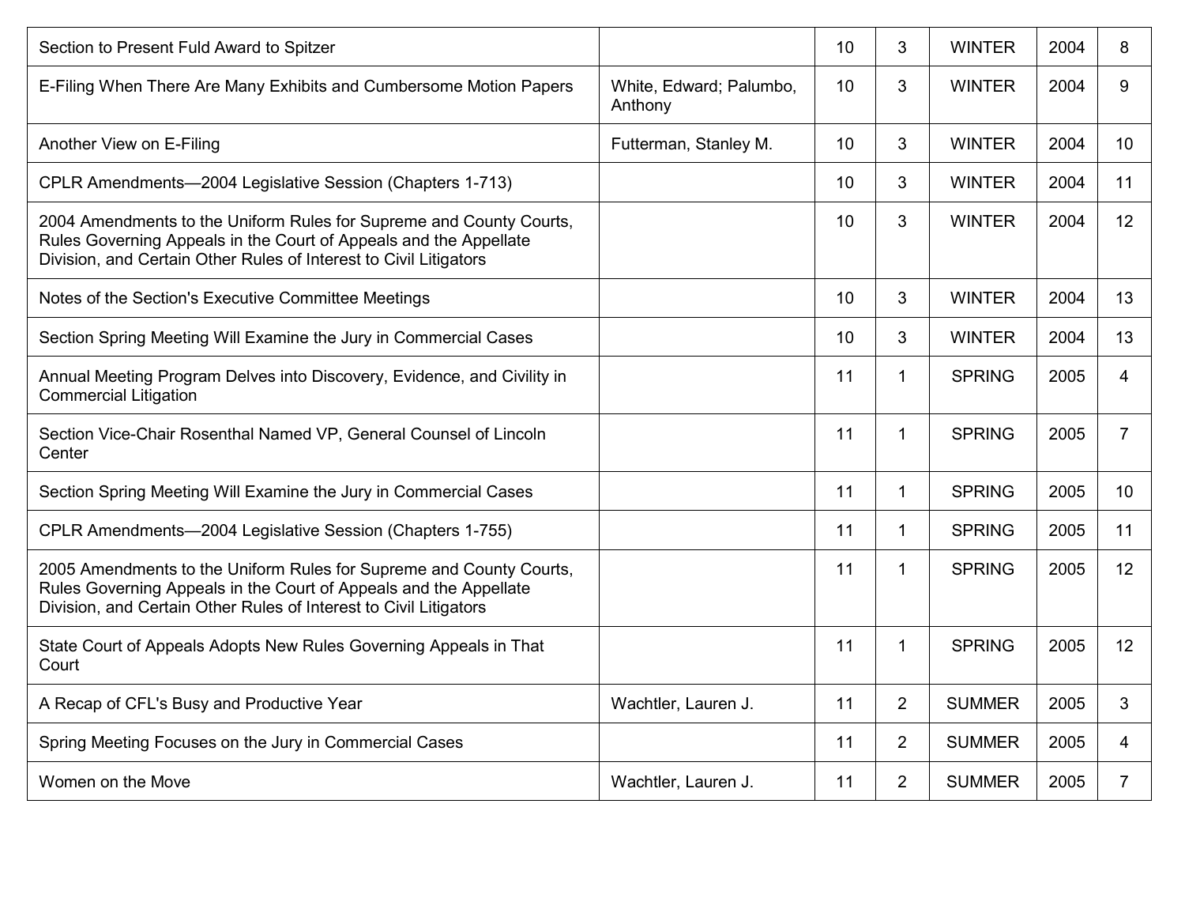| | | | | | | |
|---|---|---|---|---|---|---|
| Section to Present Fuld Award to Spitzer | | 10 | 3 | WINTER | 2004 | 8 |
| E-Filing When There Are Many Exhibits and Cumbersome Motion Papers | White, Edward; Palumbo, Anthony | 10 | 3 | WINTER | 2004 | 9 |
| Another View on E-Filing | Futterman, Stanley M. | 10 | 3 | WINTER | 2004 | 10 |
| CPLR Amendments—2004 Legislative Session (Chapters 1-713) | | 10 | 3 | WINTER | 2004 | 11 |
| 2004 Amendments to the Uniform Rules for Supreme and County Courts, Rules Governing Appeals in the Court of Appeals and the Appellate Division, and Certain Other Rules of Interest to Civil Litigators | | 10 | 3 | WINTER | 2004 | 12 |
| Notes of the Section's Executive Committee Meetings | | 10 | 3 | WINTER | 2004 | 13 |
| Section Spring Meeting Will Examine the Jury in Commercial Cases | | 10 | 3 | WINTER | 2004 | 13 |
| Annual Meeting Program Delves into Discovery, Evidence, and Civility in Commercial Litigation | | 11 | 1 | SPRING | 2005 | 4 |
| Section Vice-Chair Rosenthal Named VP, General Counsel of Lincoln Center | | 11 | 1 | SPRING | 2005 | 7 |
| Section Spring Meeting Will Examine the Jury in Commercial Cases | | 11 | 1 | SPRING | 2005 | 10 |
| CPLR Amendments—2004 Legislative Session (Chapters 1-755) | | 11 | 1 | SPRING | 2005 | 11 |
| 2005 Amendments to the Uniform Rules for Supreme and County Courts, Rules Governing Appeals in the Court of Appeals and the Appellate Division, and Certain Other Rules of Interest to Civil Litigators | | 11 | 1 | SPRING | 2005 | 12 |
| State Court of Appeals Adopts New Rules Governing Appeals in That Court | | 11 | 1 | SPRING | 2005 | 12 |
| A Recap of CFL's Busy and Productive Year | Wachtler, Lauren J. | 11 | 2 | SUMMER | 2005 | 3 |
| Spring Meeting Focuses on the Jury in Commercial Cases | | 11 | 2 | SUMMER | 2005 | 4 |
| Women on the Move | Wachtler, Lauren J. | 11 | 2 | SUMMER | 2005 | 7 |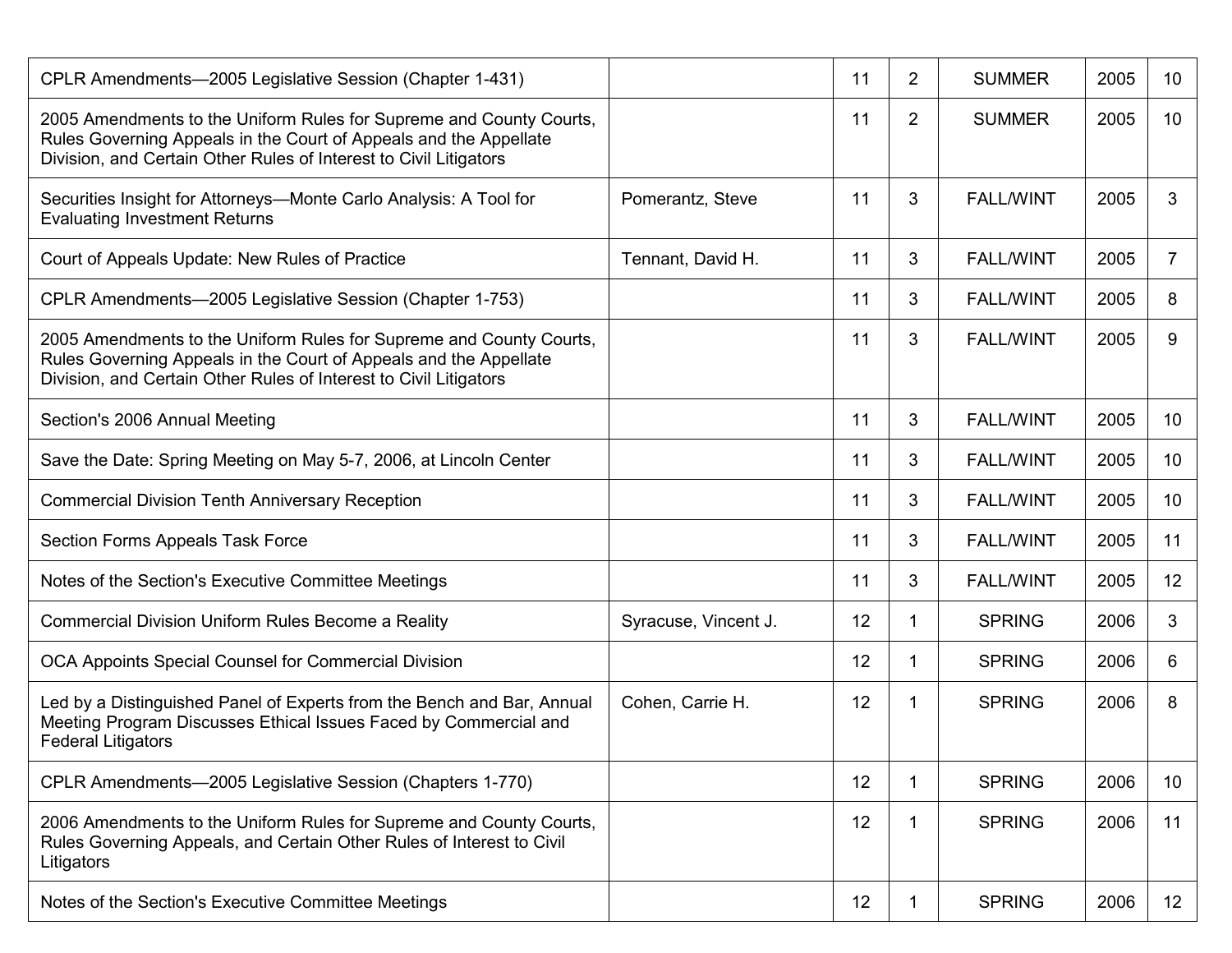| | | | | | | |
|---|---|---|---|---|---|---|
| CPLR Amendments—2005 Legislative Session (Chapter 1-431) | | 11 | 2 | SUMMER | 2005 | 10 |
| 2005 Amendments to the Uniform Rules for Supreme and County Courts, Rules Governing Appeals in the Court of Appeals and the Appellate Division, and Certain Other Rules of Interest to Civil Litigators | | 11 | 2 | SUMMER | 2005 | 10 |
| Securities Insight for Attorneys—Monte Carlo Analysis: A Tool for Evaluating Investment Returns | Pomerantz, Steve | 11 | 3 | FALL/WINT | 2005 | 3 |
| Court of Appeals Update: New Rules of Practice | Tennant, David H. | 11 | 3 | FALL/WINT | 2005 | 7 |
| CPLR Amendments—2005 Legislative Session (Chapter 1-753) | | 11 | 3 | FALL/WINT | 2005 | 8 |
| 2005 Amendments to the Uniform Rules for Supreme and County Courts, Rules Governing Appeals in the Court of Appeals and the Appellate Division, and Certain Other Rules of Interest to Civil Litigators | | 11 | 3 | FALL/WINT | 2005 | 9 |
| Section's 2006 Annual Meeting | | 11 | 3 | FALL/WINT | 2005 | 10 |
| Save the Date: Spring Meeting on May 5-7, 2006, at Lincoln Center | | 11 | 3 | FALL/WINT | 2005 | 10 |
| Commercial Division Tenth Anniversary Reception | | 11 | 3 | FALL/WINT | 2005 | 10 |
| Section Forms Appeals Task Force | | 11 | 3 | FALL/WINT | 2005 | 11 |
| Notes of the Section's Executive Committee Meetings | | 11 | 3 | FALL/WINT | 2005 | 12 |
| Commercial Division Uniform Rules Become a Reality | Syracuse, Vincent J. | 12 | 1 | SPRING | 2006 | 3 |
| OCA Appoints Special Counsel for Commercial Division | | 12 | 1 | SPRING | 2006 | 6 |
| Led by a Distinguished Panel of Experts from the Bench and Bar, Annual Meeting Program Discusses Ethical Issues Faced by Commercial and Federal Litigators | Cohen, Carrie H. | 12 | 1 | SPRING | 2006 | 8 |
| CPLR Amendments—2005 Legislative Session (Chapters 1-770) | | 12 | 1 | SPRING | 2006 | 10 |
| 2006 Amendments to the Uniform Rules for Supreme and County Courts, Rules Governing Appeals, and Certain Other Rules of Interest to Civil Litigators | | 12 | 1 | SPRING | 2006 | 11 |
| Notes of the Section's Executive Committee Meetings | | 12 | 1 | SPRING | 2006 | 12 |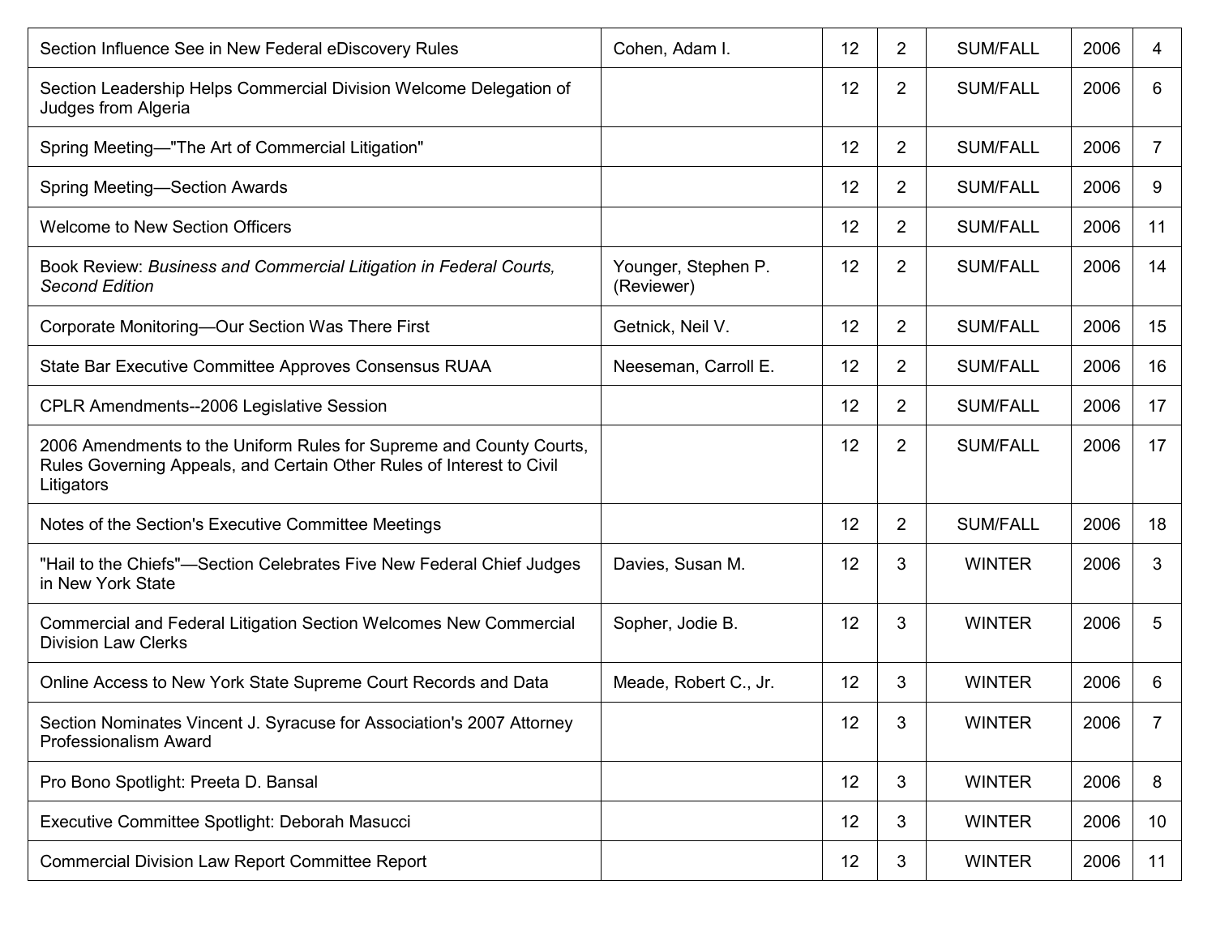| | | | | | | |
|---|---|---|---|---|---|---|
| Section Influence See in New Federal eDiscovery Rules | Cohen, Adam I. | 12 | 2 | SUM/FALL | 2006 | 4 |
| Section Leadership Helps Commercial Division Welcome Delegation of Judges from Algeria | | 12 | 2 | SUM/FALL | 2006 | 6 |
| Spring Meeting—"The Art of Commercial Litigation" | | 12 | 2 | SUM/FALL | 2006 | 7 |
| Spring Meeting—Section Awards | | 12 | 2 | SUM/FALL | 2006 | 9 |
| Welcome to New Section Officers | | 12 | 2 | SUM/FALL | 2006 | 11 |
| Book Review: *Business and Commercial Litigation in Federal Courts, Second Edition* | Younger, Stephen P. (Reviewer) | 12 | 2 | SUM/FALL | 2006 | 14 |
| Corporate Monitoring—Our Section Was There First | Getnick, Neil V. | 12 | 2 | SUM/FALL | 2006 | 15 |
| State Bar Executive Committee Approves Consensus RUAA | Neeseman, Carroll E. | 12 | 2 | SUM/FALL | 2006 | 16 |
| CPLR Amendments--2006 Legislative Session | | 12 | 2 | SUM/FALL | 2006 | 17 |
| 2006 Amendments to the Uniform Rules for Supreme and County Courts, Rules Governing Appeals, and Certain Other Rules of Interest to Civil Litigators | | 12 | 2 | SUM/FALL | 2006 | 17 |
| Notes of the Section's Executive Committee Meetings | | 12 | 2 | SUM/FALL | 2006 | 18 |
| "Hail to the Chiefs"—Section Celebrates Five New Federal Chief Judges in New York State | Davies, Susan M. | 12 | 3 | WINTER | 2006 | 3 |
| Commercial and Federal Litigation Section Welcomes New Commercial Division Law Clerks | Sopher, Jodie B. | 12 | 3 | WINTER | 2006 | 5 |
| Online Access to New York State Supreme Court Records and Data | Meade, Robert C., Jr. | 12 | 3 | WINTER | 2006 | 6 |
| Section Nominates Vincent J. Syracuse for Association's 2007 Attorney Professionalism Award | | 12 | 3 | WINTER | 2006 | 7 |
| Pro Bono Spotlight: Preeta D. Bansal | | 12 | 3 | WINTER | 2006 | 8 |
| Executive Committee Spotlight: Deborah Masucci | | 12 | 3 | WINTER | 2006 | 10 |
| Commercial Division Law Report Committee Report | | 12 | 3 | WINTER | 2006 | 11 |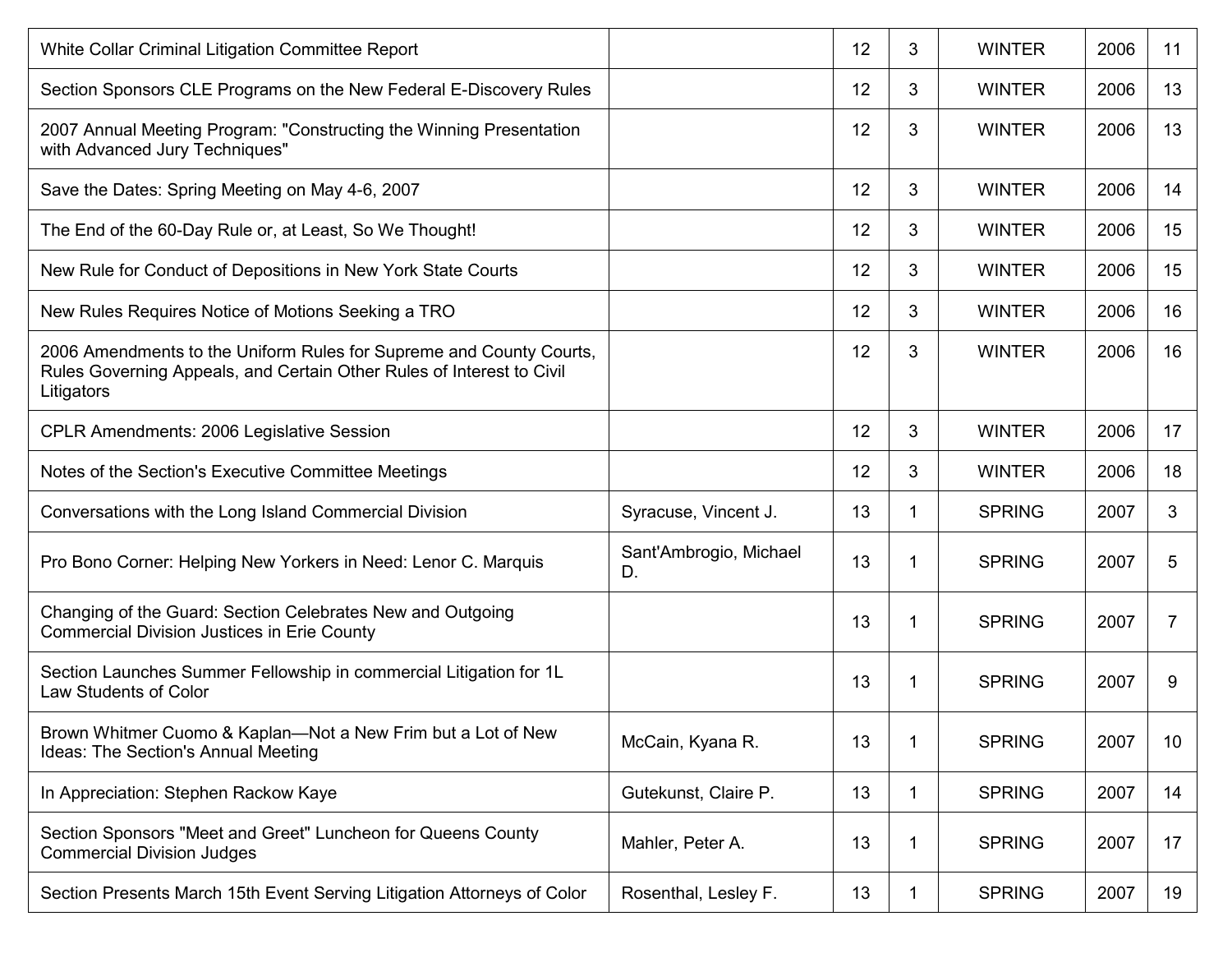| | | | | | | |
|---|---|---|---|---|---|---|
| White Collar Criminal Litigation Committee Report | | 12 | 3 | WINTER | 2006 | 11 |
| Section Sponsors CLE Programs on the New Federal E-Discovery Rules | | 12 | 3 | WINTER | 2006 | 13 |
| 2007 Annual Meeting Program: "Constructing the Winning Presentation with Advanced Jury Techniques" | | 12 | 3 | WINTER | 2006 | 13 |
| Save the Dates: Spring Meeting on May 4-6, 2007 | | 12 | 3 | WINTER | 2006 | 14 |
| The End of the 60-Day Rule or, at Least, So We Thought! | | 12 | 3 | WINTER | 2006 | 15 |
| New Rule for Conduct of Depositions in New York State Courts | | 12 | 3 | WINTER | 2006 | 15 |
| New Rules Requires Notice of Motions Seeking a TRO | | 12 | 3 | WINTER | 2006 | 16 |
| 2006 Amendments to the Uniform Rules for Supreme and County Courts, Rules Governing Appeals, and Certain Other Rules of Interest to Civil Litigators | | 12 | 3 | WINTER | 2006 | 16 |
| CPLR Amendments: 2006 Legislative Session | | 12 | 3 | WINTER | 2006 | 17 |
| Notes of the Section's Executive Committee Meetings | | 12 | 3 | WINTER | 2006 | 18 |
| Conversations with the Long Island Commercial Division | Syracuse, Vincent J. | 13 | 1 | SPRING | 2007 | 3 |
| Pro Bono Corner: Helping New Yorkers in Need: Lenor C. Marquis | Sant'Ambrogio, Michael D. | 13 | 1 | SPRING | 2007 | 5 |
| Changing of the Guard: Section Celebrates New and Outgoing Commercial Division Justices in Erie County | | 13 | 1 | SPRING | 2007 | 7 |
| Section Launches Summer Fellowship in commercial Litigation for 1L Law Students of Color | | 13 | 1 | SPRING | 2007 | 9 |
| Brown Whitmer Cuomo & Kaplan—Not a New Frim but a Lot of New Ideas: The Section's Annual Meeting | McCain, Kyana R. | 13 | 1 | SPRING | 2007 | 10 |
| In Appreciation: Stephen Rackow Kaye | Gutekunst, Claire P. | 13 | 1 | SPRING | 2007 | 14 |
| Section Sponsors "Meet and Greet" Luncheon for Queens County Commercial Division Judges | Mahler, Peter A. | 13 | 1 | SPRING | 2007 | 17 |
| Section Presents March 15th Event Serving Litigation Attorneys of Color | Rosenthal, Lesley F. | 13 | 1 | SPRING | 2007 | 19 |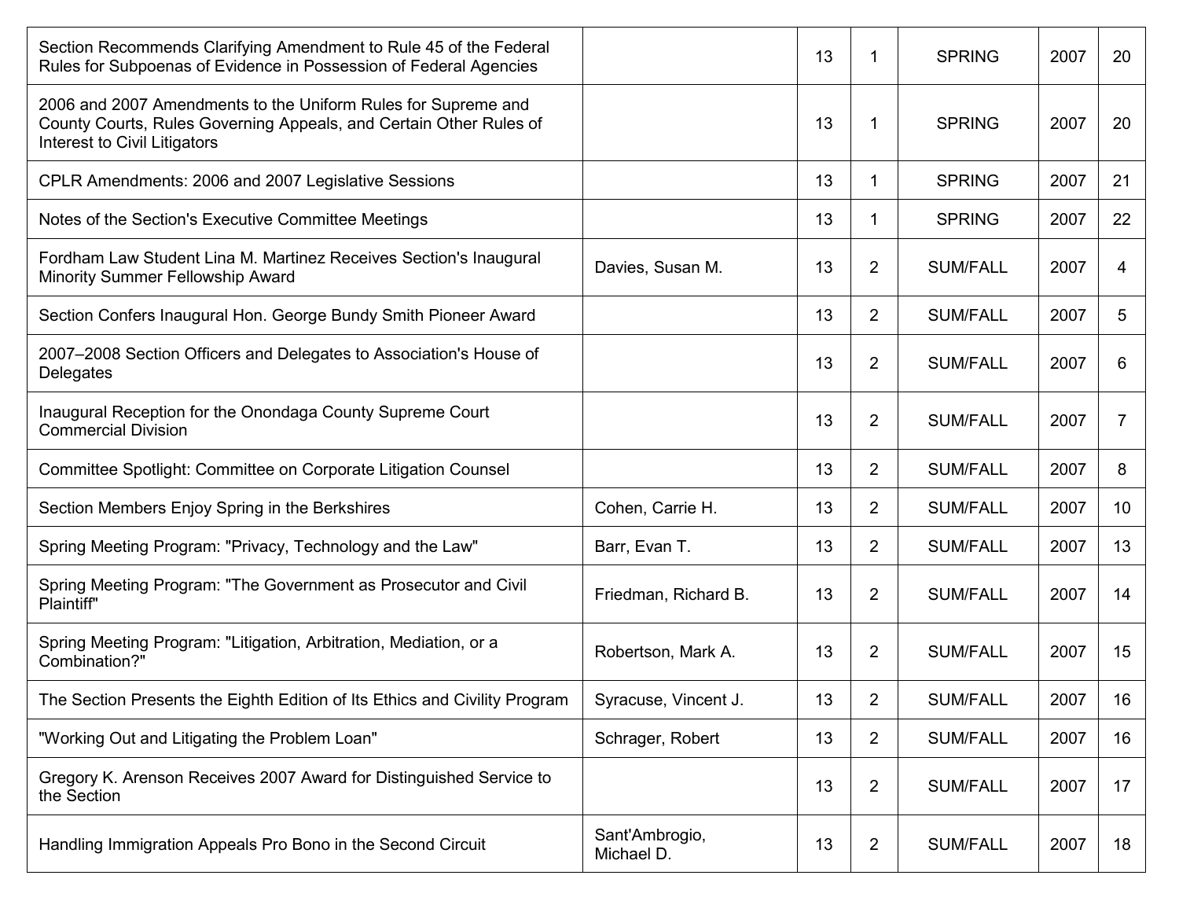| | | | | | | |
|---|---|---|---|---|---|---|
| Section Recommends Clarifying Amendment to Rule 45 of the Federal Rules for Subpoenas of Evidence in Possession of Federal Agencies | | 13 | 1 | SPRING | 2007 | 20 |
| 2006 and 2007 Amendments to the Uniform Rules for Supreme and County Courts, Rules Governing Appeals, and Certain Other Rules of Interest to Civil Litigators | | 13 | 1 | SPRING | 2007 | 20 |
| CPLR Amendments: 2006 and 2007 Legislative Sessions | | 13 | 1 | SPRING | 2007 | 21 |
| Notes of the Section's Executive Committee Meetings | | 13 | 1 | SPRING | 2007 | 22 |
| Fordham Law Student Lina M. Martinez Receives Section's Inaugural Minority Summer Fellowship Award | Davies, Susan M. | 13 | 2 | SUM/FALL | 2007 | 4 |
| Section Confers Inaugural Hon. George Bundy Smith Pioneer Award | | 13 | 2 | SUM/FALL | 2007 | 5 |
| 2007–2008 Section Officers and Delegates to Association's House of Delegates | | 13 | 2 | SUM/FALL | 2007 | 6 |
| Inaugural Reception for the Onondaga County Supreme Court Commercial Division | | 13 | 2 | SUM/FALL | 2007 | 7 |
| Committee Spotlight: Committee on Corporate Litigation Counsel | | 13 | 2 | SUM/FALL | 2007 | 8 |
| Section Members Enjoy Spring in the Berkshires | Cohen, Carrie H. | 13 | 2 | SUM/FALL | 2007 | 10 |
| Spring Meeting Program: "Privacy, Technology and the Law" | Barr, Evan T. | 13 | 2 | SUM/FALL | 2007 | 13 |
| Spring Meeting Program: "The Government as Prosecutor and Civil Plaintiff" | Friedman, Richard B. | 13 | 2 | SUM/FALL | 2007 | 14 |
| Spring Meeting Program: "Litigation, Arbitration, Mediation, or a Combination?" | Robertson, Mark A. | 13 | 2 | SUM/FALL | 2007 | 15 |
| The Section Presents the Eighth Edition of Its Ethics and Civility Program | Syracuse, Vincent J. | 13 | 2 | SUM/FALL | 2007 | 16 |
| "Working Out and Litigating the Problem Loan" | Schrager, Robert | 13 | 2 | SUM/FALL | 2007 | 16 |
| Gregory K. Arenson Receives 2007 Award for Distinguished Service to the Section | | 13 | 2 | SUM/FALL | 2007 | 17 |
| Handling Immigration Appeals Pro Bono in the Second Circuit | Sant'Ambrogio, Michael D. | 13 | 2 | SUM/FALL | 2007 | 18 |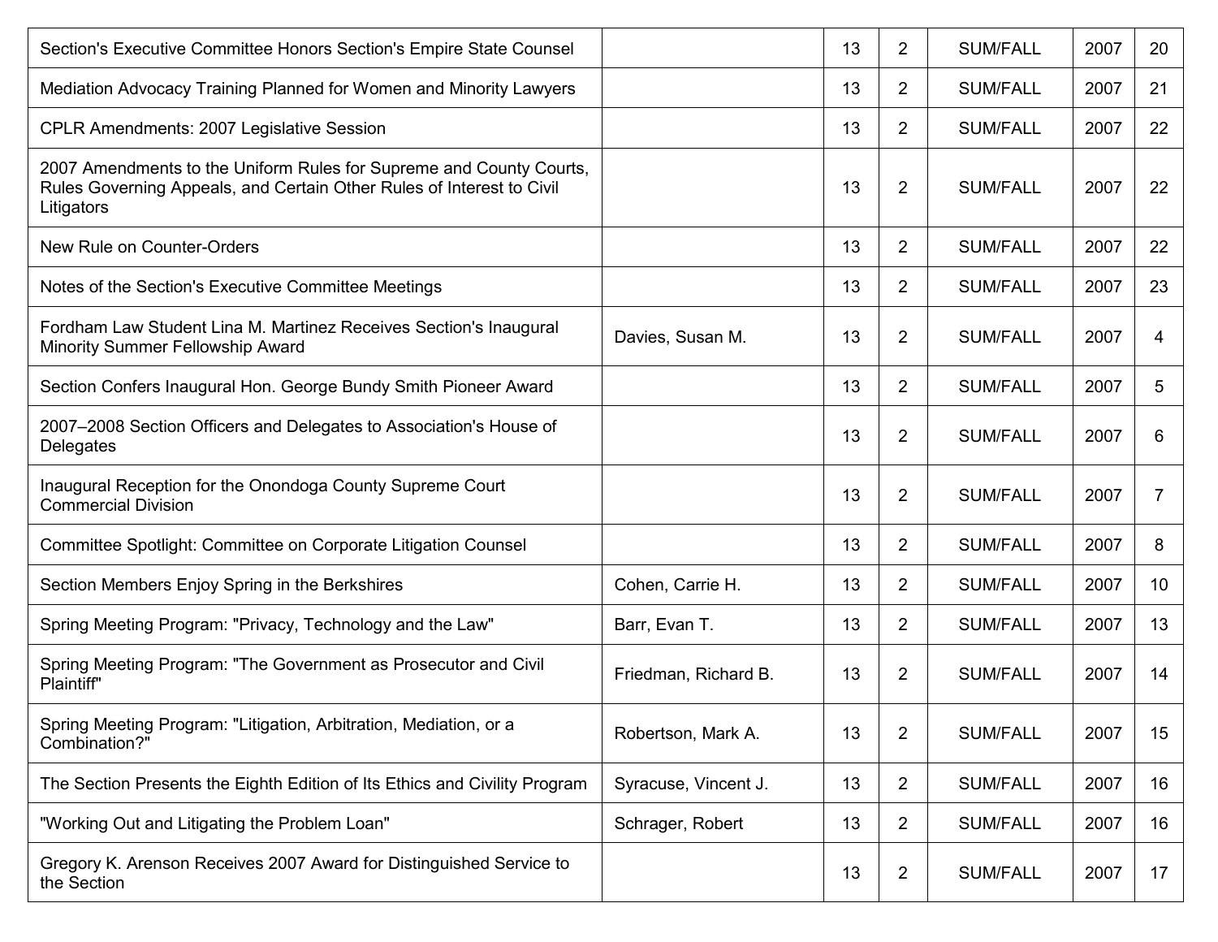| | | | | | | |
|---|---|---|---|---|---|---|
| Section's Executive Committee Honors Section's Empire State Counsel | | 13 | 2 | SUM/FALL | 2007 | 20 |
| Mediation Advocacy Training Planned for Women and Minority Lawyers | | 13 | 2 | SUM/FALL | 2007 | 21 |
| CPLR Amendments: 2007 Legislative Session | | 13 | 2 | SUM/FALL | 2007 | 22 |
| 2007 Amendments to the Uniform Rules for Supreme and County Courts, Rules Governing Appeals, and Certain Other Rules of Interest to Civil Litigators | | 13 | 2 | SUM/FALL | 2007 | 22 |
| New Rule on Counter-Orders | | 13 | 2 | SUM/FALL | 2007 | 22 |
| Notes of the Section's Executive Committee Meetings | | 13 | 2 | SUM/FALL | 2007 | 23 |
| Fordham Law Student Lina M. Martinez Receives Section's Inaugural Minority Summer Fellowship Award | Davies, Susan M. | 13 | 2 | SUM/FALL | 2007 | 4 |
| Section Confers Inaugural Hon. George Bundy Smith Pioneer Award | | 13 | 2 | SUM/FALL | 2007 | 5 |
| 2007–2008 Section Officers and Delegates to Association's House of Delegates | | 13 | 2 | SUM/FALL | 2007 | 6 |
| Inaugural Reception for the Onondoga County Supreme Court Commercial Division | | 13 | 2 | SUM/FALL | 2007 | 7 |
| Committee Spotlight: Committee on Corporate Litigation Counsel | | 13 | 2 | SUM/FALL | 2007 | 8 |
| Section Members Enjoy Spring in the Berkshires | Cohen, Carrie H. | 13 | 2 | SUM/FALL | 2007 | 10 |
| Spring Meeting Program: "Privacy, Technology and the Law" | Barr, Evan T. | 13 | 2 | SUM/FALL | 2007 | 13 |
| Spring Meeting Program: "The Government as Prosecutor and Civil Plaintiff" | Friedman, Richard B. | 13 | 2 | SUM/FALL | 2007 | 14 |
| Spring Meeting Program: "Litigation, Arbitration, Mediation, or a Combination?" | Robertson, Mark A. | 13 | 2 | SUM/FALL | 2007 | 15 |
| The Section Presents the Eighth Edition of Its Ethics and Civility Program | Syracuse, Vincent J. | 13 | 2 | SUM/FALL | 2007 | 16 |
| "Working Out and Litigating the Problem Loan" | Schrager, Robert | 13 | 2 | SUM/FALL | 2007 | 16 |
| Gregory K. Arenson Receives 2007 Award for Distinguished Service to the Section | | 13 | 2 | SUM/FALL | 2007 | 17 |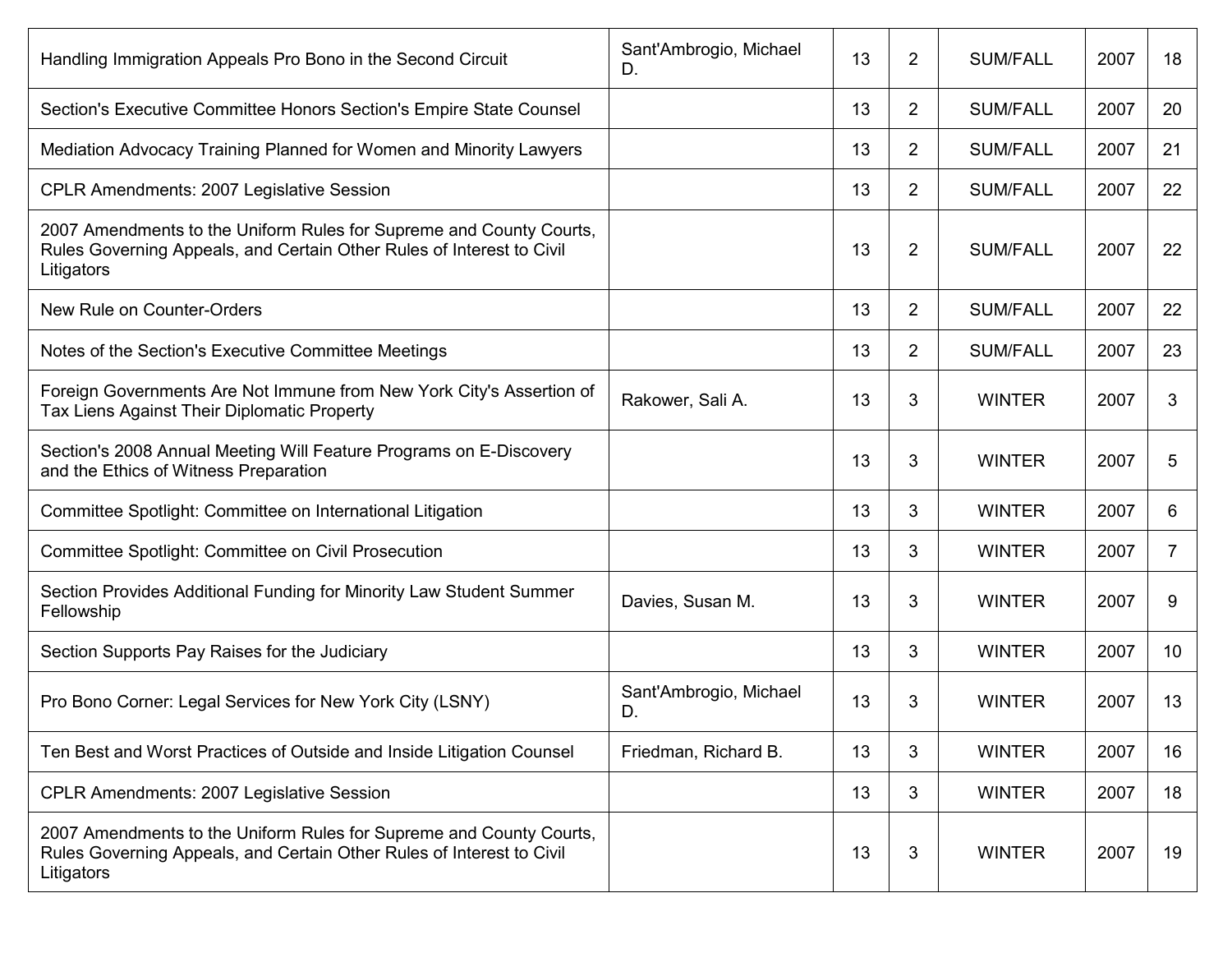| | | | | | | |
|---|---|---|---|---|---|---|
| Handling Immigration Appeals Pro Bono in the Second Circuit | Sant'Ambrogio, Michael D. | 13 | 2 | SUM/FALL | 2007 | 18 |
| Section's Executive Committee Honors Section's Empire State Counsel | | 13 | 2 | SUM/FALL | 2007 | 20 |
| Mediation Advocacy Training Planned for Women and Minority Lawyers | | 13 | 2 | SUM/FALL | 2007 | 21 |
| CPLR Amendments: 2007 Legislative Session | | 13 | 2 | SUM/FALL | 2007 | 22 |
| 2007 Amendments to the Uniform Rules for Supreme and County Courts, Rules Governing Appeals, and Certain Other Rules of Interest to Civil Litigators | | 13 | 2 | SUM/FALL | 2007 | 22 |
| New Rule on Counter-Orders | | 13 | 2 | SUM/FALL | 2007 | 22 |
| Notes of the Section's Executive Committee Meetings | | 13 | 2 | SUM/FALL | 2007 | 23 |
| Foreign Governments Are Not Immune from New York City's Assertion of Tax Liens Against Their Diplomatic Property | Rakower, Sali A. | 13 | 3 | WINTER | 2007 | 3 |
| Section's 2008 Annual Meeting Will Feature Programs on E-Discovery and the Ethics of Witness Preparation | | 13 | 3 | WINTER | 2007 | 5 |
| Committee Spotlight: Committee on International Litigation | | 13 | 3 | WINTER | 2007 | 6 |
| Committee Spotlight: Committee on Civil Prosecution | | 13 | 3 | WINTER | 2007 | 7 |
| Section Provides Additional Funding for Minority Law Student Summer Fellowship | Davies, Susan M. | 13 | 3 | WINTER | 2007 | 9 |
| Section Supports Pay Raises for the Judiciary | | 13 | 3 | WINTER | 2007 | 10 |
| Pro Bono Corner: Legal Services for New York City (LSNY) | Sant'Ambrogio, Michael D. | 13 | 3 | WINTER | 2007 | 13 |
| Ten Best and Worst Practices of Outside and Inside Litigation Counsel | Friedman, Richard B. | 13 | 3 | WINTER | 2007 | 16 |
| CPLR Amendments: 2007 Legislative Session | | 13 | 3 | WINTER | 2007 | 18 |
| 2007 Amendments to the Uniform Rules for Supreme and County Courts, Rules Governing Appeals, and Certain Other Rules of Interest to Civil Litigators | | 13 | 3 | WINTER | 2007 | 19 |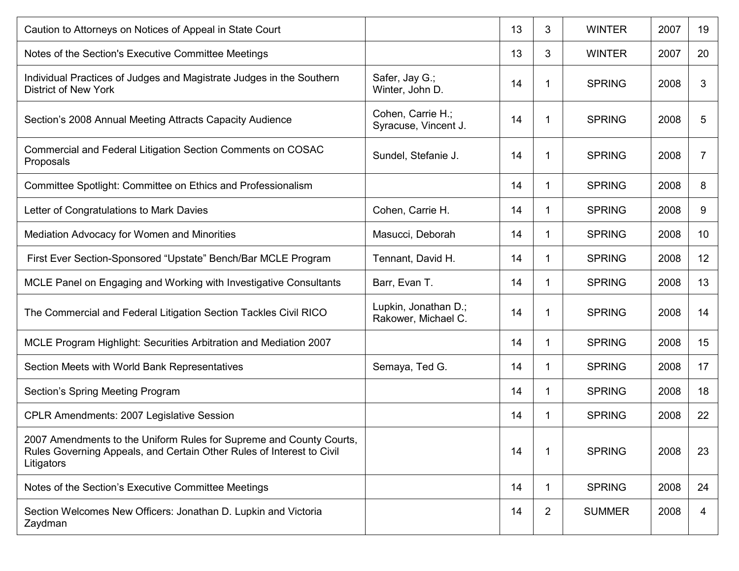| | | | | | | |
|---|---|---|---|---|---|---|
| Caution to Attorneys on Notices of Appeal in State Court | | 13 | 3 | WINTER | 2007 | 19 |
| Notes of the Section's Executive Committee Meetings | | 13 | 3 | WINTER | 2007 | 20 |
| Individual Practices of Judges and Magistrate Judges in the Southern District of New York | Safer, Jay G.; Winter, John D. | 14 | 1 | SPRING | 2008 | 3 |
| Section's 2008 Annual Meeting Attracts Capacity Audience | Cohen, Carrie H.; Syracuse, Vincent J. | 14 | 1 | SPRING | 2008 | 5 |
| Commercial and Federal Litigation Section Comments on COSAC Proposals | Sundel, Stefanie J. | 14 | 1 | SPRING | 2008 | 7 |
| Committee Spotlight: Committee on Ethics and Professionalism | | 14 | 1 | SPRING | 2008 | 8 |
| Letter of Congratulations to Mark Davies | Cohen, Carrie H. | 14 | 1 | SPRING | 2008 | 9 |
| Mediation Advocacy for Women and Minorities | Masucci, Deborah | 14 | 1 | SPRING | 2008 | 10 |
| First Ever Section-Sponsored "Upstate" Bench/Bar MCLE Program | Tennant, David H. | 14 | 1 | SPRING | 2008 | 12 |
| MCLE Panel on Engaging and Working with Investigative Consultants | Barr, Evan T. | 14 | 1 | SPRING | 2008 | 13 |
| The Commercial and Federal Litigation Section Tackles Civil RICO | Lupkin, Jonathan D.; Rakower, Michael C. | 14 | 1 | SPRING | 2008 | 14 |
| MCLE Program Highlight: Securities Arbitration and Mediation 2007 | | 14 | 1 | SPRING | 2008 | 15 |
| Section Meets with World Bank Representatives | Semaya, Ted G. | 14 | 1 | SPRING | 2008 | 17 |
| Section's Spring Meeting Program | | 14 | 1 | SPRING | 2008 | 18 |
| CPLR Amendments: 2007 Legislative Session | | 14 | 1 | SPRING | 2008 | 22 |
| 2007 Amendments to the Uniform Rules for Supreme and County Courts, Rules Governing Appeals, and Certain Other Rules of Interest to Civil Litigators | | 14 | 1 | SPRING | 2008 | 23 |
| Notes of the Section's Executive Committee Meetings | | 14 | 1 | SPRING | 2008 | 24 |
| Section Welcomes New Officers: Jonathan D. Lupkin and Victoria Zaydman | | 14 | 2 | SUMMER | 2008 | 4 |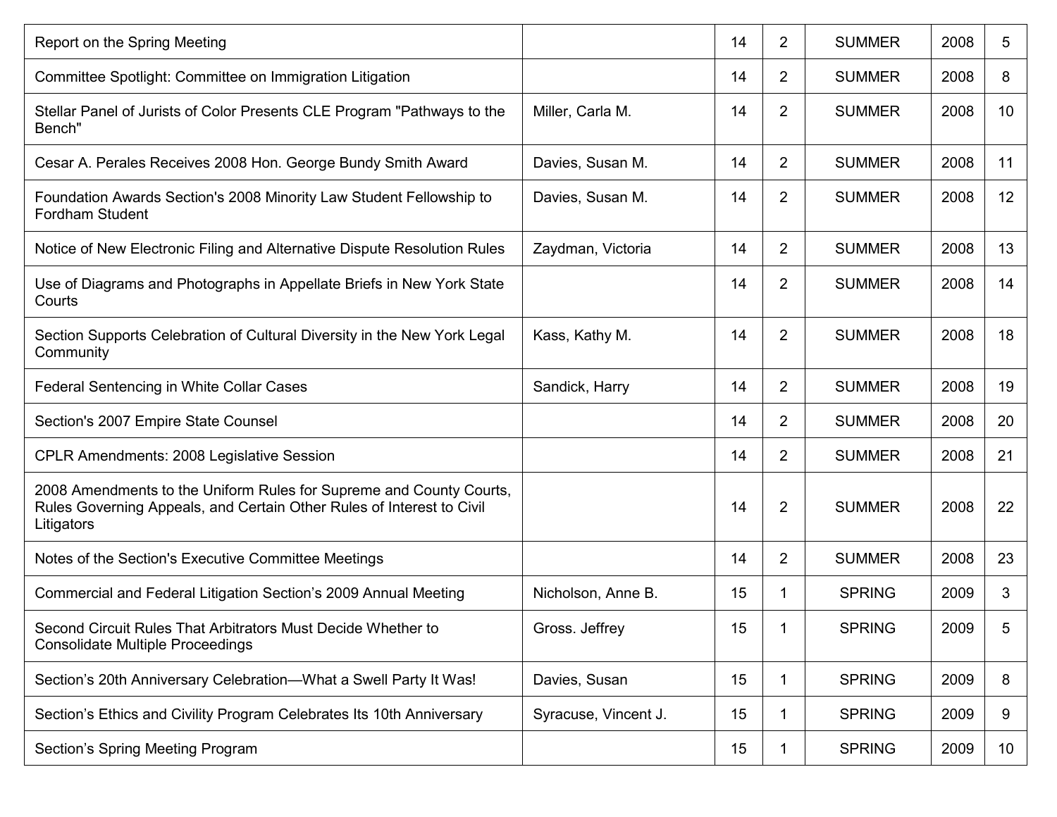| | | | | | | |
|---|---|---|---|---|---|---|
| Report on the Spring Meeting | | 14 | 2 | SUMMER | 2008 | 5 |
| Committee Spotlight: Committee on Immigration Litigation | | 14 | 2 | SUMMER | 2008 | 8 |
| Stellar Panel of Jurists of Color Presents CLE Program "Pathways to the Bench" | Miller, Carla M. | 14 | 2 | SUMMER | 2008 | 10 |
| Cesar A. Perales Receives 2008 Hon. George Bundy Smith Award | Davies, Susan M. | 14 | 2 | SUMMER | 2008 | 11 |
| Foundation Awards Section's 2008 Minority Law Student Fellowship to Fordham Student | Davies, Susan M. | 14 | 2 | SUMMER | 2008 | 12 |
| Notice of New Electronic Filing and Alternative Dispute Resolution Rules | Zaydman, Victoria | 14 | 2 | SUMMER | 2008 | 13 |
| Use of Diagrams and Photographs in Appellate Briefs in New York State Courts | | 14 | 2 | SUMMER | 2008 | 14 |
| Section Supports Celebration of Cultural Diversity in the New York Legal Community | Kass, Kathy M. | 14 | 2 | SUMMER | 2008 | 18 |
| Federal Sentencing in White Collar Cases | Sandick, Harry | 14 | 2 | SUMMER | 2008 | 19 |
| Section's 2007 Empire State Counsel | | 14 | 2 | SUMMER | 2008 | 20 |
| CPLR Amendments: 2008 Legislative Session | | 14 | 2 | SUMMER | 2008 | 21 |
| 2008 Amendments to the Uniform Rules for Supreme and County Courts, Rules Governing Appeals, and Certain Other Rules of Interest to Civil Litigators | | 14 | 2 | SUMMER | 2008 | 22 |
| Notes of the Section's Executive Committee Meetings | | 14 | 2 | SUMMER | 2008 | 23 |
| Commercial and Federal Litigation Section's 2009 Annual Meeting | Nicholson, Anne B. | 15 | 1 | SPRING | 2009 | 3 |
| Second Circuit Rules That Arbitrators Must Decide Whether to Consolidate Multiple Proceedings | Gross. Jeffrey | 15 | 1 | SPRING | 2009 | 5 |
| Section's 20th Anniversary Celebration—What a Swell Party It Was! | Davies, Susan | 15 | 1 | SPRING | 2009 | 8 |
| Section's Ethics and Civility Program Celebrates Its 10th Anniversary | Syracuse, Vincent J. | 15 | 1 | SPRING | 2009 | 9 |
| Section's Spring Meeting Program | | 15 | 1 | SPRING | 2009 | 10 |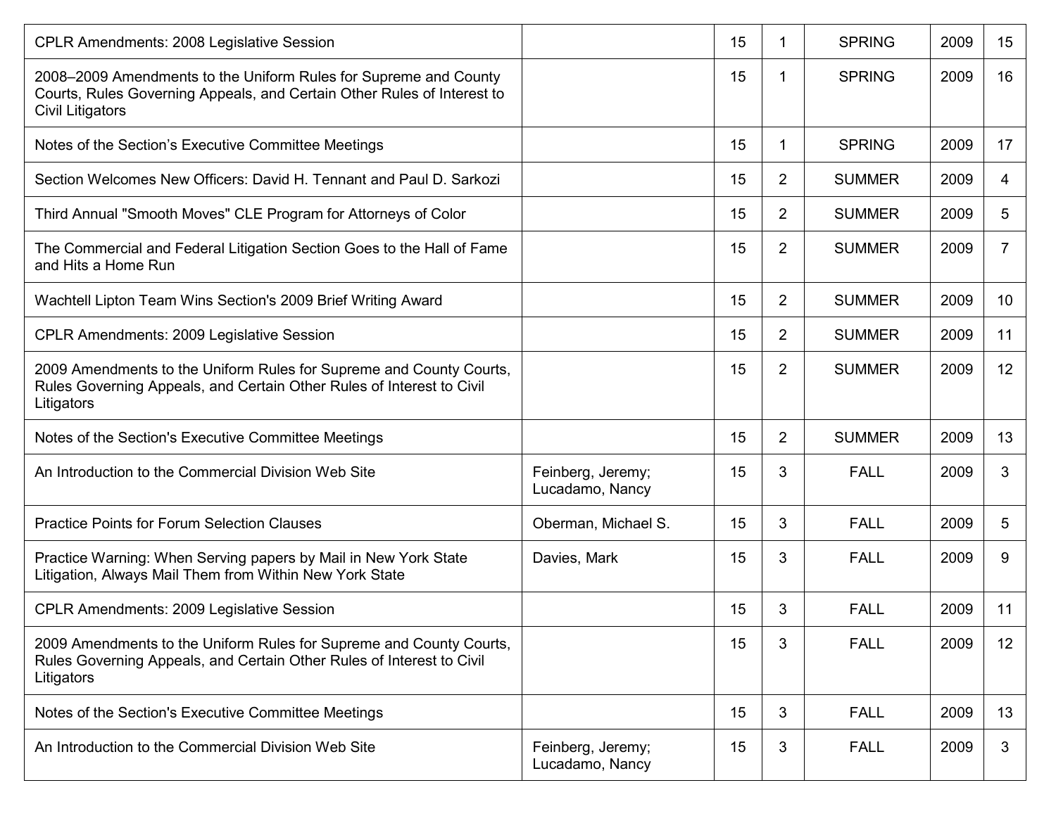| | | | | | | |
|---|---|---|---|---|---|---|
| CPLR Amendments: 2008 Legislative Session | | 15 | 1 | SPRING | 2009 | 15 |
| 2008–2009 Amendments to the Uniform Rules for Supreme and County Courts, Rules Governing Appeals, and Certain Other Rules of Interest to Civil Litigators | | 15 | 1 | SPRING | 2009 | 16 |
| Notes of the Section’s Executive Committee Meetings | | 15 | 1 | SPRING | 2009 | 17 |
| Section Welcomes New Officers: David H. Tennant and Paul D. Sarkozi | | 15 | 2 | SUMMER | 2009 | 4 |
| Third Annual "Smooth Moves" CLE Program for Attorneys of Color | | 15 | 2 | SUMMER | 2009 | 5 |
| The Commercial and Federal Litigation Section Goes to the Hall of Fame and Hits a Home Run | | 15 | 2 | SUMMER | 2009 | 7 |
| Wachtell Lipton Team Wins Section's 2009 Brief Writing Award | | 15 | 2 | SUMMER | 2009 | 10 |
| CPLR Amendments: 2009 Legislative Session | | 15 | 2 | SUMMER | 2009 | 11 |
| 2009 Amendments to the Uniform Rules for Supreme and County Courts, Rules Governing Appeals, and Certain Other Rules of Interest to Civil Litigators | | 15 | 2 | SUMMER | 2009 | 12 |
| Notes of the Section's Executive Committee Meetings | | 15 | 2 | SUMMER | 2009 | 13 |
| An Introduction to the Commercial Division Web Site | Feinberg, Jeremy; Lucadamo, Nancy | 15 | 3 | FALL | 2009 | 3 |
| Practice Points for Forum Selection Clauses | Oberman, Michael S. | 15 | 3 | FALL | 2009 | 5 |
| Practice Warning: When Serving papers by Mail in New York State Litigation, Always Mail Them from Within New York State | Davies, Mark | 15 | 3 | FALL | 2009 | 9 |
| CPLR Amendments: 2009 Legislative Session | | 15 | 3 | FALL | 2009 | 11 |
| 2009 Amendments to the Uniform Rules for Supreme and County Courts, Rules Governing Appeals, and Certain Other Rules of Interest to Civil Litigators | | 15 | 3 | FALL | 2009 | 12 |
| Notes of the Section's Executive Committee Meetings | | 15 | 3 | FALL | 2009 | 13 |
| An Introduction to the Commercial Division Web Site | Feinberg, Jeremy; Lucadamo, Nancy | 15 | 3 | FALL | 2009 | 3 |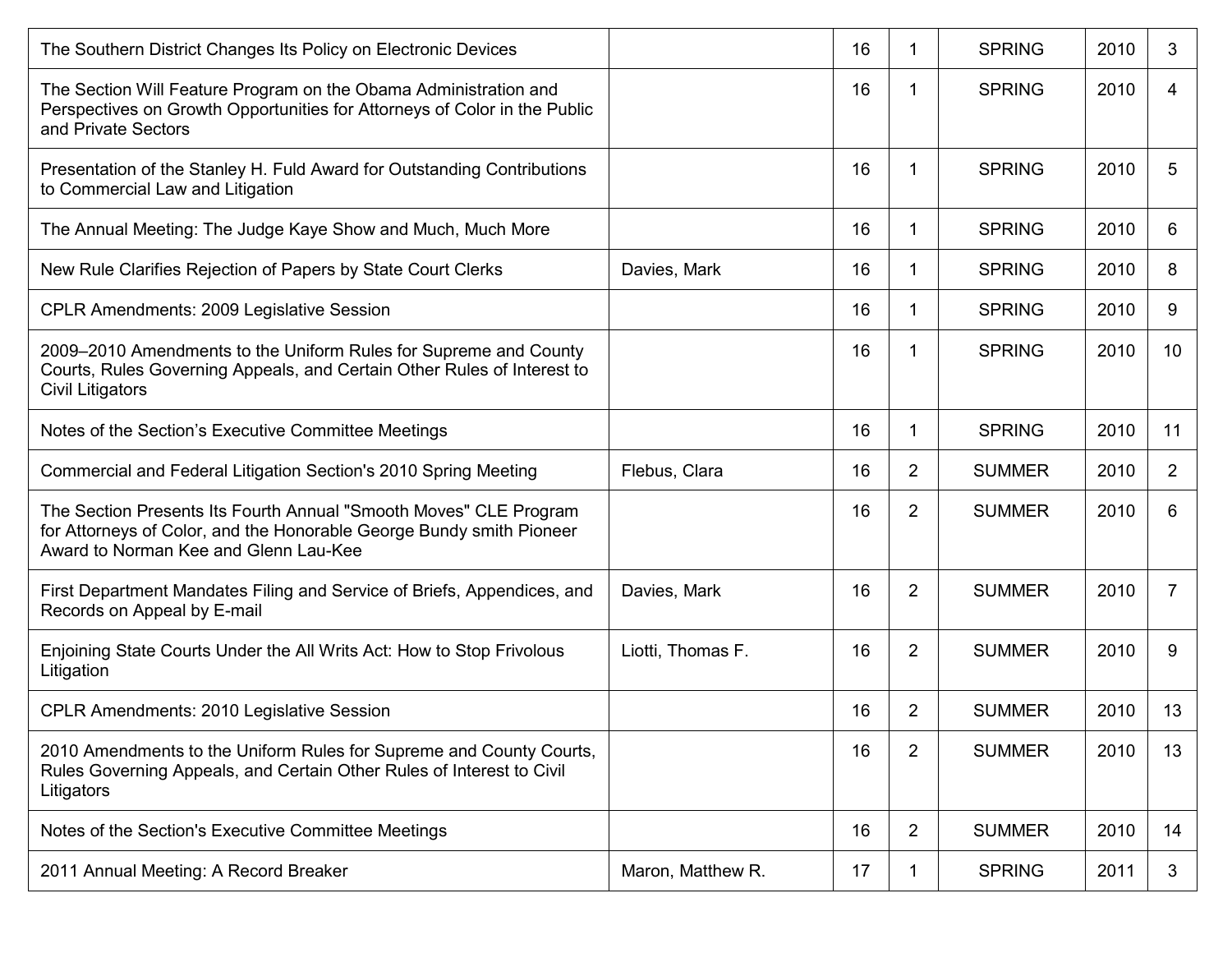| | | | | | | |
|---|---|---|---|---|---|---|
| The Southern District Changes Its Policy on Electronic Devices | | 16 | 1 | SPRING | 2010 | 3 |
| The Section Will Feature Program on the Obama Administration and Perspectives on Growth Opportunities for Attorneys of Color in the Public and Private Sectors | | 16 | 1 | SPRING | 2010 | 4 |
| Presentation of the Stanley H. Fuld Award for Outstanding Contributions to Commercial Law and Litigation | | 16 | 1 | SPRING | 2010 | 5 |
| The Annual Meeting: The Judge Kaye Show and Much, Much More | | 16 | 1 | SPRING | 2010 | 6 |
| New Rule Clarifies Rejection of Papers by State Court Clerks | Davies, Mark | 16 | 1 | SPRING | 2010 | 8 |
| CPLR Amendments: 2009 Legislative Session | | 16 | 1 | SPRING | 2010 | 9 |
| 2009–2010 Amendments to the Uniform Rules for Supreme and County Courts, Rules Governing Appeals, and Certain Other Rules of Interest to Civil Litigators | | 16 | 1 | SPRING | 2010 | 10 |
| Notes of the Section’s Executive Committee Meetings | | 16 | 1 | SPRING | 2010 | 11 |
| Commercial and Federal Litigation Section's 2010 Spring Meeting | Flebus, Clara | 16 | 2 | SUMMER | 2010 | 2 |
| The Section Presents Its Fourth Annual "Smooth Moves" CLE Program for Attorneys of Color, and the Honorable George Bundy smith Pioneer Award to Norman Kee and Glenn Lau-Kee | | 16 | 2 | SUMMER | 2010 | 6 |
| First Department Mandates Filing and Service of Briefs, Appendices, and Records on Appeal by E-mail | Davies, Mark | 16 | 2 | SUMMER | 2010 | 7 |
| Enjoining State Courts Under the All Writs Act: How to Stop Frivolous Litigation | Liotti, Thomas F. | 16 | 2 | SUMMER | 2010 | 9 |
| CPLR Amendments: 2010 Legislative Session | | 16 | 2 | SUMMER | 2010 | 13 |
| 2010 Amendments to the Uniform Rules for Supreme and County Courts, Rules Governing Appeals, and Certain Other Rules of Interest to Civil Litigators | | 16 | 2 | SUMMER | 2010 | 13 |
| Notes of the Section's Executive Committee Meetings | | 16 | 2 | SUMMER | 2010 | 14 |
| 2011 Annual Meeting: A Record Breaker | Maron, Matthew R. | 17 | 1 | SPRING | 2011 | 3 |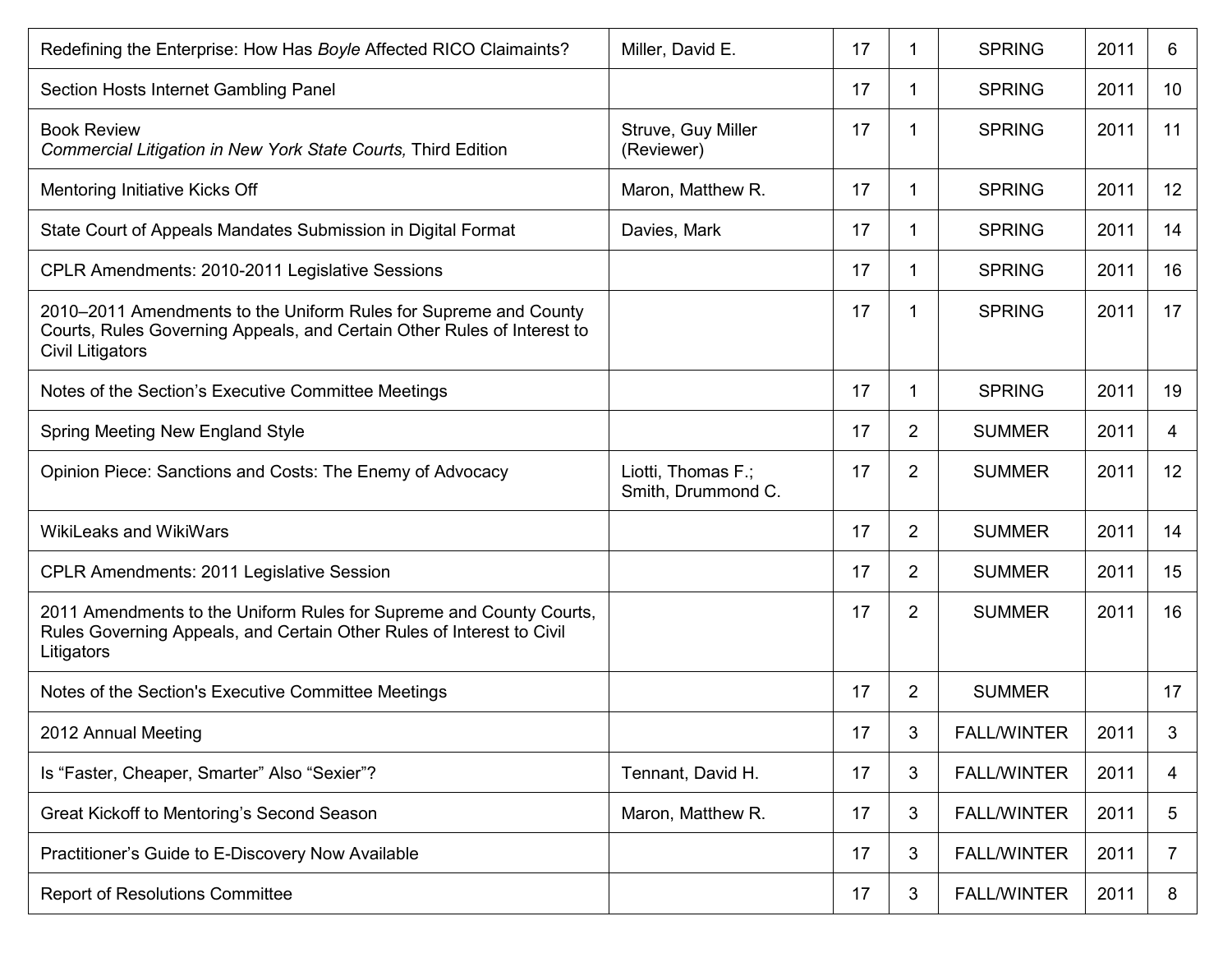| | | | | | | |
|---|---|---|---|---|---|---|
| Redefining the Enterprise: How Has *Boyle* Affected RICO Claimaints? | Miller, David E. | 17 | 1 | SPRING | 2011 | 6 |
| Section Hosts Internet Gambling Panel | | 17 | 1 | SPRING | 2011 | 10 |
| Book Review *Commercial Litigation in New York State Courts,* Third Edition | Struve, Guy Miller (Reviewer) | 17 | 1 | SPRING | 2011 | 11 |
| Mentoring Initiative Kicks Off | Maron, Matthew R. | 17 | 1 | SPRING | 2011 | 12 |
| State Court of Appeals Mandates Submission in Digital Format | Davies, Mark | 17 | 1 | SPRING | 2011 | 14 |
| CPLR Amendments: 2010-2011 Legislative Sessions | | 17 | 1 | SPRING | 2011 | 16 |
| 2010–2011 Amendments to the Uniform Rules for Supreme and County Courts, Rules Governing Appeals, and Certain Other Rules of Interest to Civil Litigators | | 17 | 1 | SPRING | 2011 | 17 |
| Notes of the Section's Executive Committee Meetings | | 17 | 1 | SPRING | 2011 | 19 |
| Spring Meeting New England Style | | 17 | 2 | SUMMER | 2011 | 4 |
| Opinion Piece: Sanctions and Costs: The Enemy of Advocacy | Liotti, Thomas F.; Smith, Drummond C. | 17 | 2 | SUMMER | 2011 | 12 |
| WikiLeaks and WikiWars | | 17 | 2 | SUMMER | 2011 | 14 |
| CPLR Amendments: 2011 Legislative Session | | 17 | 2 | SUMMER | 2011 | 15 |
| 2011 Amendments to the Uniform Rules for Supreme and County Courts, Rules Governing Appeals, and Certain Other Rules of Interest to Civil Litigators | | 17 | 2 | SUMMER | 2011 | 16 |
| Notes of the Section's Executive Committee Meetings | | 17 | 2 | SUMMER | | 17 |
| 2012 Annual Meeting | | 17 | 3 | FALL/WINTER | 2011 | 3 |
| Is "Faster, Cheaper, Smarter" Also "Sexier"? | Tennant, David H. | 17 | 3 | FALL/WINTER | 2011 | 4 |
| Great Kickoff to Mentoring's Second Season | Maron, Matthew R. | 17 | 3 | FALL/WINTER | 2011 | 5 |
| Practitioner's Guide to E-Discovery Now Available | | 17 | 3 | FALL/WINTER | 2011 | 7 |
| Report of Resolutions Committee | | 17 | 3 | FALL/WINTER | 2011 | 8 |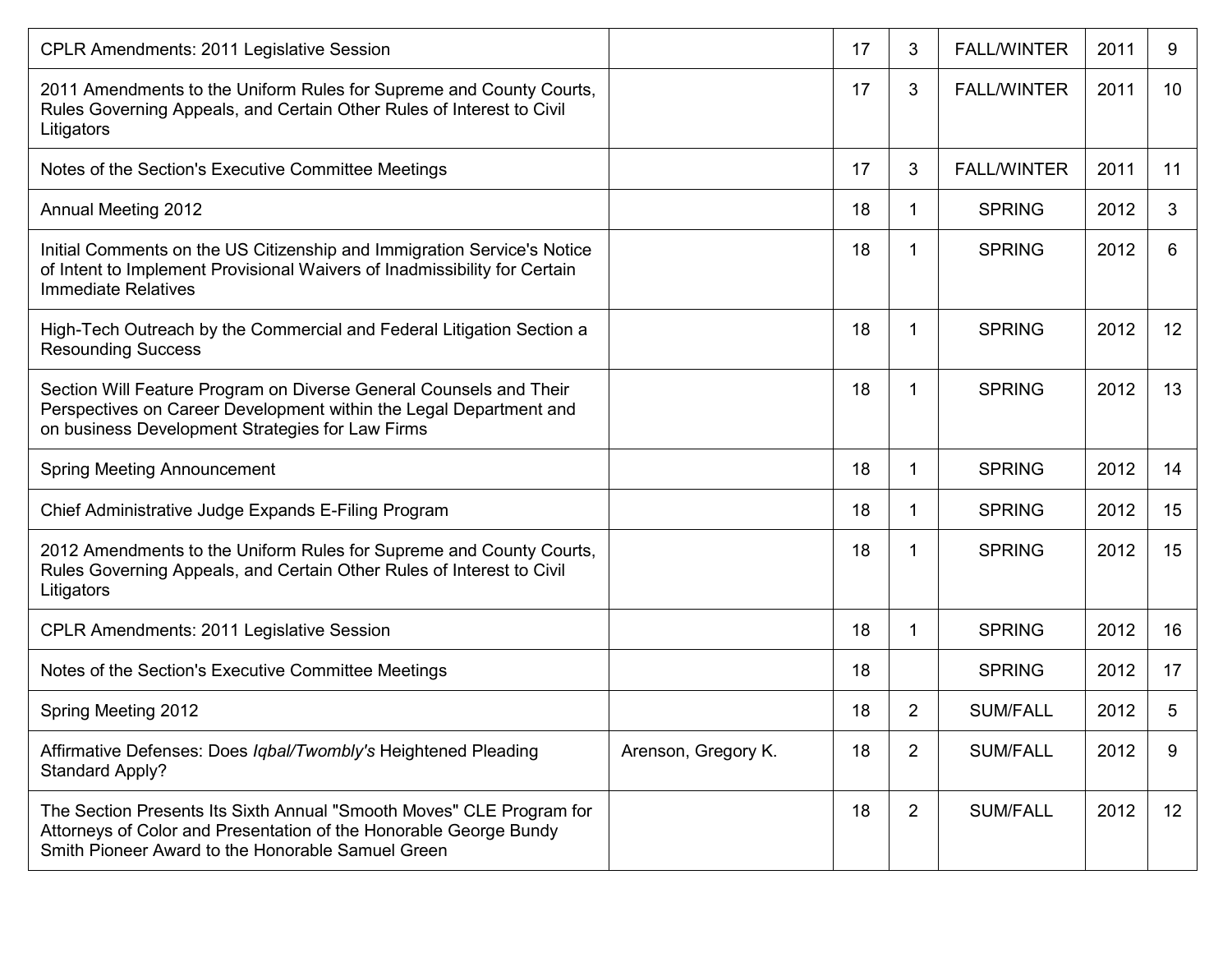| | | | | | | |
|---|---|---|---|---|---|---|
| CPLR Amendments: 2011 Legislative Session | | 17 | 3 | FALL/WINTER | 2011 | 9 |
| 2011 Amendments to the Uniform Rules for Supreme and County Courts, Rules Governing Appeals, and Certain Other Rules of Interest to Civil Litigators | | 17 | 3 | FALL/WINTER | 2011 | 10 |
| Notes of the Section's Executive Committee Meetings | | 17 | 3 | FALL/WINTER | 2011 | 11 |
| Annual Meeting 2012 | | 18 | 1 | SPRING | 2012 | 3 |
| Initial Comments on the US Citizenship and Immigration Service's Notice of Intent to Implement Provisional Waivers of Inadmissibility for Certain Immediate Relatives | | 18 | 1 | SPRING | 2012 | 6 |
| High-Tech Outreach by the Commercial and Federal Litigation Section a Resounding Success | | 18 | 1 | SPRING | 2012 | 12 |
| Section Will Feature Program on Diverse General Counsels and Their Perspectives on Career Development within the Legal Department and on business Development Strategies for Law Firms | | 18 | 1 | SPRING | 2012 | 13 |
| Spring Meeting Announcement | | 18 | 1 | SPRING | 2012 | 14 |
| Chief Administrative Judge Expands E-Filing Program | | 18 | 1 | SPRING | 2012 | 15 |
| 2012 Amendments to the Uniform Rules for Supreme and County Courts, Rules Governing Appeals, and Certain Other Rules of Interest to Civil Litigators | | 18 | 1 | SPRING | 2012 | 15 |
| CPLR Amendments: 2011 Legislative Session | | 18 | 1 | SPRING | 2012 | 16 |
| Notes of the Section's Executive Committee Meetings | | 18 | | SPRING | 2012 | 17 |
| Spring Meeting 2012 | | 18 | 2 | SUM/FALL | 2012 | 5 |
| Affirmative Defenses: Does *Iqbal/Twombly's* Heightened Pleading Standard Apply? | Arenson, Gregory K. | 18 | 2 | SUM/FALL | 2012 | 9 |
| The Section Presents Its Sixth Annual "Smooth Moves" CLE Program for Attorneys of Color and Presentation of the Honorable George Bundy Smith Pioneer Award to the Honorable Samuel Green | | 18 | 2 | SUM/FALL | 2012 | 12 |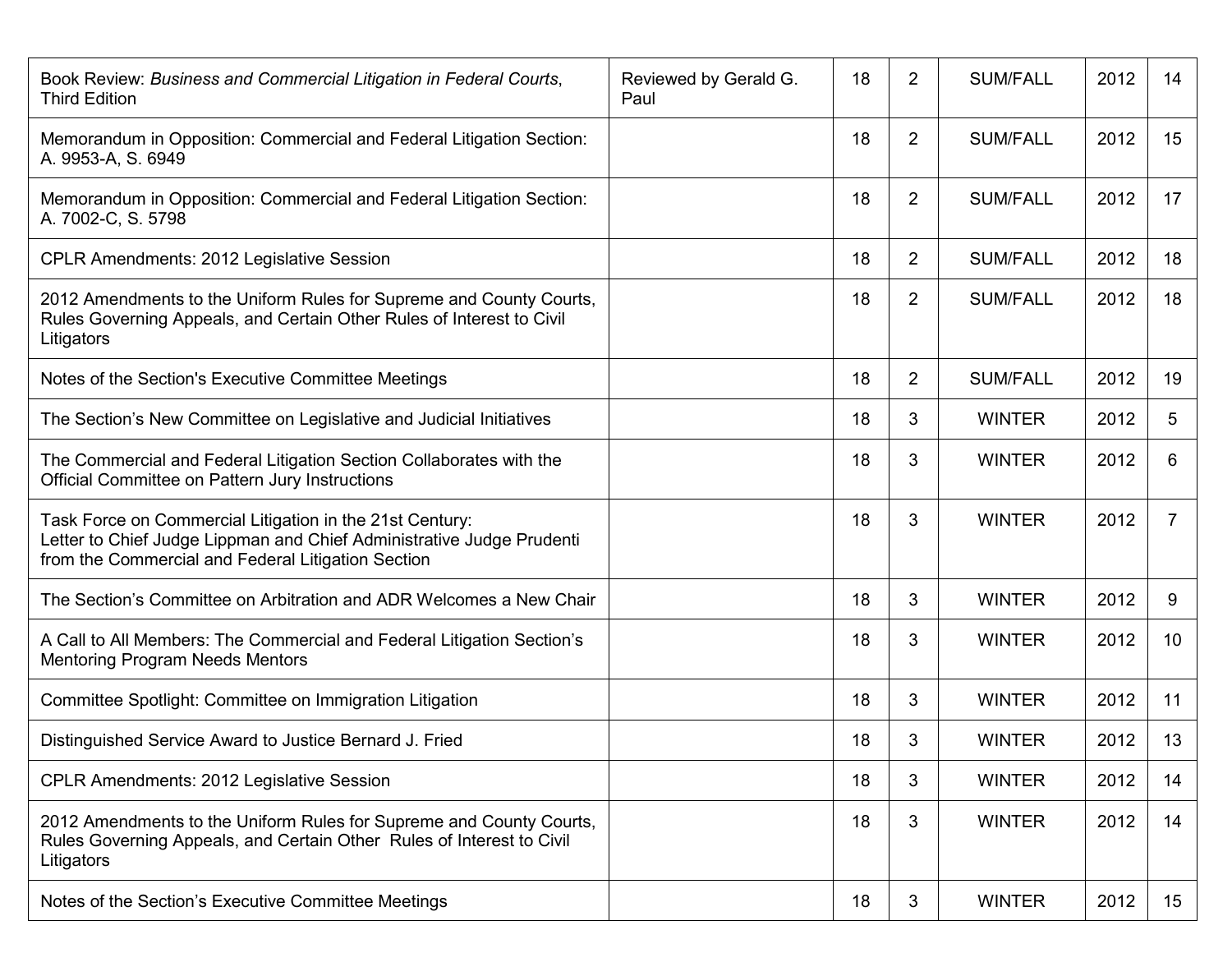| | | | | | | |
|---|---|---|---|---|---|---|
| Book Review: *Business and Commercial Litigation in Federal Courts*, Third Edition | Reviewed by Gerald G. Paul | 18 | 2 | SUM/FALL | 2012 | 14 |
| Memorandum in Opposition: Commercial and Federal Litigation Section: A. 9953-A, S. 6949 | | 18 | 2 | SUM/FALL | 2012 | 15 |
| Memorandum in Opposition: Commercial and Federal Litigation Section: A. 7002-C, S. 5798 | | 18 | 2 | SUM/FALL | 2012 | 17 |
| CPLR Amendments: 2012 Legislative Session | | 18 | 2 | SUM/FALL | 2012 | 18 |
| 2012 Amendments to the Uniform Rules for Supreme and County Courts, Rules Governing Appeals, and Certain Other Rules of Interest to Civil Litigators | | 18 | 2 | SUM/FALL | 2012 | 18 |
| Notes of the Section's Executive Committee Meetings | | 18 | 2 | SUM/FALL | 2012 | 19 |
| The Section's New Committee on Legislative and Judicial Initiatives | | 18 | 3 | WINTER | 2012 | 5 |
| The Commercial and Federal Litigation Section Collaborates with the Official Committee on Pattern Jury Instructions | | 18 | 3 | WINTER | 2012 | 6 |
| Task Force on Commercial Litigation in the 21st Century: Letter to Chief Judge Lippman and Chief Administrative Judge Prudenti from the Commercial and Federal Litigation Section | | 18 | 3 | WINTER | 2012 | 7 |
| The Section's Committee on Arbitration and ADR Welcomes a New Chair | | 18 | 3 | WINTER | 2012 | 9 |
| A Call to All Members: The Commercial and Federal Litigation Section's Mentoring Program Needs Mentors | | 18 | 3 | WINTER | 2012 | 10 |
| Committee Spotlight: Committee on Immigration Litigation | | 18 | 3 | WINTER | 2012 | 11 |
| Distinguished Service Award to Justice Bernard J. Fried | | 18 | 3 | WINTER | 2012 | 13 |
| CPLR Amendments: 2012 Legislative Session | | 18 | 3 | WINTER | 2012 | 14 |
| 2012 Amendments to the Uniform Rules for Supreme and County Courts, Rules Governing Appeals, and Certain Other Rules of Interest to Civil Litigators | | 18 | 3 | WINTER | 2012 | 14 |
| Notes of the Section's Executive Committee Meetings | | 18 | 3 | WINTER | 2012 | 15 |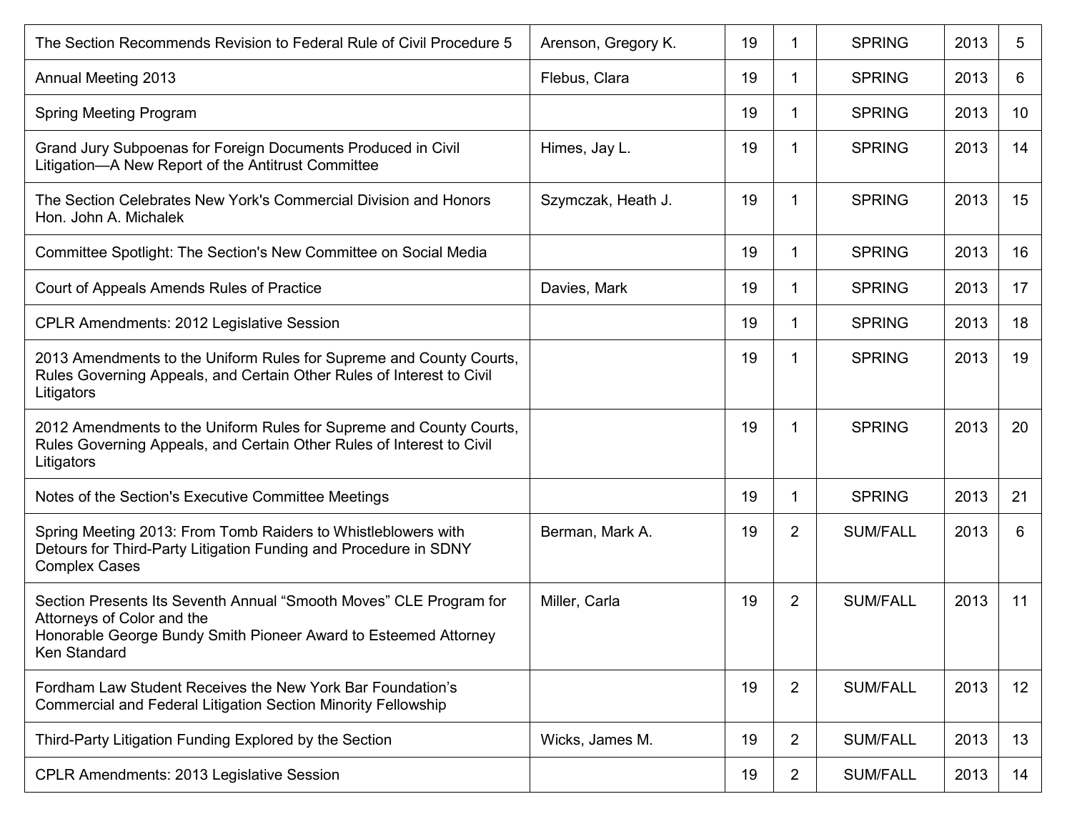| | | | | | | |
|---|---|---|---|---|---|---|
| The Section Recommends Revision to Federal Rule of Civil Procedure 5 | Arenson, Gregory K. | 19 | 1 | SPRING | 2013 | 5 |
| Annual Meeting 2013 | Flebus, Clara | 19 | 1 | SPRING | 2013 | 6 |
| Spring Meeting Program | | 19 | 1 | SPRING | 2013 | 10 |
| Grand Jury Subpoenas for Foreign Documents Produced in Civil Litigation—A New Report of the Antitrust Committee | Himes, Jay L. | 19 | 1 | SPRING | 2013 | 14 |
| The Section Celebrates New York's Commercial Division and Honors Hon. John A. Michalek | Szymczak, Heath J. | 19 | 1 | SPRING | 2013 | 15 |
| Committee Spotlight: The Section's New Committee on Social Media | | 19 | 1 | SPRING | 2013 | 16 |
| Court of Appeals Amends Rules of Practice | Davies, Mark | 19 | 1 | SPRING | 2013 | 17 |
| CPLR Amendments: 2012 Legislative Session | | 19 | 1 | SPRING | 2013 | 18 |
| 2013 Amendments to the Uniform Rules for Supreme and County Courts, Rules Governing Appeals, and Certain Other Rules of Interest to Civil Litigators | | 19 | 1 | SPRING | 2013 | 19 |
| 2012 Amendments to the Uniform Rules for Supreme and County Courts, Rules Governing Appeals, and Certain Other Rules of Interest to Civil Litigators | | 19 | 1 | SPRING | 2013 | 20 |
| Notes of the Section's Executive Committee Meetings | | 19 | 1 | SPRING | 2013 | 21 |
| Spring Meeting 2013: From Tomb Raiders to Whistleblowers with Detours for Third-Party Litigation Funding and Procedure in SDNY Complex Cases | Berman, Mark A. | 19 | 2 | SUM/FALL | 2013 | 6 |
| Section Presents Its Seventh Annual "Smooth Moves" CLE Program for Attorneys of Color and the Honorable George Bundy Smith Pioneer Award to Esteemed Attorney Ken Standard | Miller, Carla | 19 | 2 | SUM/FALL | 2013 | 11 |
| Fordham Law Student Receives the New York Bar Foundation's Commercial and Federal Litigation Section Minority Fellowship | | 19 | 2 | SUM/FALL | 2013 | 12 |
| Third-Party Litigation Funding Explored by the Section | Wicks, James M. | 19 | 2 | SUM/FALL | 2013 | 13 |
| CPLR Amendments: 2013 Legislative Session | | 19 | 2 | SUM/FALL | 2013 | 14 |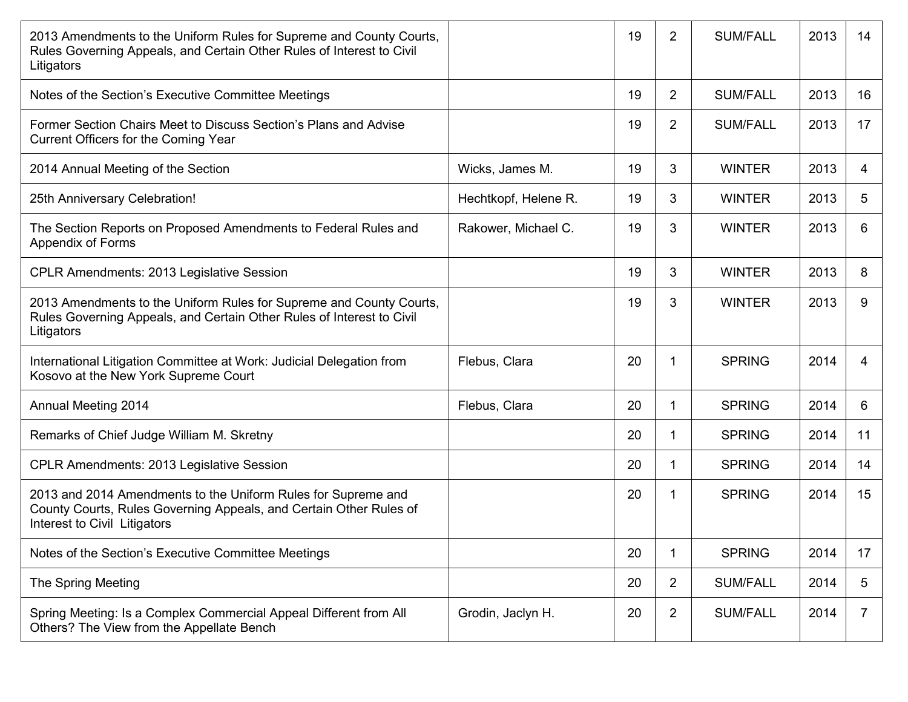| | | | | | | |
|---|---|---|---|---|---|---|
| 2013 Amendments to the Uniform Rules for Supreme and County Courts, Rules Governing Appeals, and Certain Other Rules of Interest to Civil Litigators | | 19 | 2 | SUM/FALL | 2013 | 14 |
| Notes of the Section's Executive Committee Meetings | | 19 | 2 | SUM/FALL | 2013 | 16 |
| Former Section Chairs Meet to Discuss Section's Plans and Advise Current Officers for the Coming Year | | 19 | 2 | SUM/FALL | 2013 | 17 |
| 2014 Annual Meeting of the Section | Wicks, James M. | 19 | 3 | WINTER | 2013 | 4 |
| 25th Anniversary Celebration! | Hechtkopf, Helene R. | 19 | 3 | WINTER | 2013 | 5 |
| The Section Reports on Proposed Amendments to Federal Rules and Appendix of Forms | Rakower, Michael C. | 19 | 3 | WINTER | 2013 | 6 |
| CPLR Amendments: 2013 Legislative Session | | 19 | 3 | WINTER | 2013 | 8 |
| 2013 Amendments to the Uniform Rules for Supreme and County Courts, Rules Governing Appeals, and Certain Other Rules of Interest to Civil Litigators | | 19 | 3 | WINTER | 2013 | 9 |
| International Litigation Committee at Work: Judicial Delegation from Kosovo at the New York Supreme Court | Flebus, Clara | 20 | 1 | SPRING | 2014 | 4 |
| Annual Meeting 2014 | Flebus, Clara | 20 | 1 | SPRING | 2014 | 6 |
| Remarks of Chief Judge William M. Skretny | | 20 | 1 | SPRING | 2014 | 11 |
| CPLR Amendments: 2013 Legislative Session | | 20 | 1 | SPRING | 2014 | 14 |
| 2013 and 2014 Amendments to the Uniform Rules for Supreme and County Courts, Rules Governing Appeals, and Certain Other Rules of Interest to Civil Litigators | | 20 | 1 | SPRING | 2014 | 15 |
| Notes of the Section's Executive Committee Meetings | | 20 | 1 | SPRING | 2014 | 17 |
| The Spring Meeting | | 20 | 2 | SUM/FALL | 2014 | 5 |
| Spring Meeting: Is a Complex Commercial Appeal Different from All Others? The View from the Appellate Bench | Grodin, Jaclyn H. | 20 | 2 | SUM/FALL | 2014 | 7 |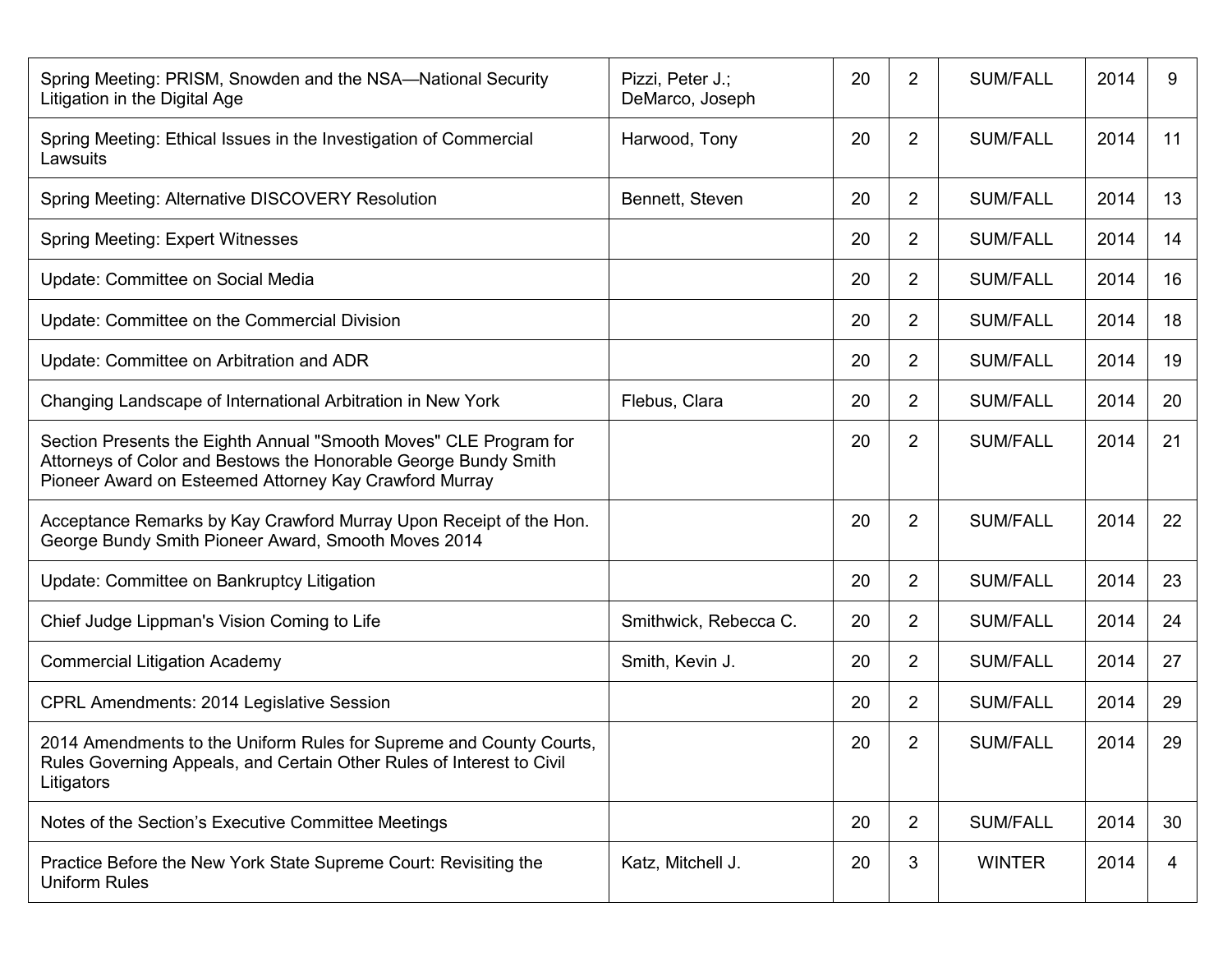| | | | | | | |
|---|---|---|---|---|---|---|
| Spring Meeting: PRISM, Snowden and the NSA—National Security Litigation in the Digital Age | Pizzi, Peter J.; DeMarco, Joseph | 20 | 2 | SUM/FALL | 2014 | 9 |
| Spring Meeting: Ethical Issues in the Investigation of Commercial Lawsuits | Harwood, Tony | 20 | 2 | SUM/FALL | 2014 | 11 |
| Spring Meeting: Alternative DISCOVERY Resolution | Bennett, Steven | 20 | 2 | SUM/FALL | 2014 | 13 |
| Spring Meeting: Expert Witnesses | | 20 | 2 | SUM/FALL | 2014 | 14 |
| Update: Committee on Social Media | | 20 | 2 | SUM/FALL | 2014 | 16 |
| Update: Committee on the Commercial Division | | 20 | 2 | SUM/FALL | 2014 | 18 |
| Update: Committee on Arbitration and ADR | | 20 | 2 | SUM/FALL | 2014 | 19 |
| Changing Landscape of International Arbitration in New York | Flebus, Clara | 20 | 2 | SUM/FALL | 2014 | 20 |
| Section Presents the Eighth Annual "Smooth Moves" CLE Program for Attorneys of Color and Bestows the Honorable George Bundy Smith Pioneer Award on Esteemed Attorney Kay Crawford Murray | | 20 | 2 | SUM/FALL | 2014 | 21 |
| Acceptance Remarks by Kay Crawford Murray Upon Receipt of the Hon. George Bundy Smith Pioneer Award, Smooth Moves 2014 | | 20 | 2 | SUM/FALL | 2014 | 22 |
| Update: Committee on Bankruptcy Litigation | | 20 | 2 | SUM/FALL | 2014 | 23 |
| Chief Judge Lippman's Vision Coming to Life | Smithwick, Rebecca C. | 20 | 2 | SUM/FALL | 2014 | 24 |
| Commercial Litigation Academy | Smith, Kevin J. | 20 | 2 | SUM/FALL | 2014 | 27 |
| CPRL Amendments: 2014 Legislative Session | | 20 | 2 | SUM/FALL | 2014 | 29 |
| 2014 Amendments to the Uniform Rules for Supreme and County Courts, Rules Governing Appeals, and Certain Other Rules of Interest to Civil Litigators | | 20 | 2 | SUM/FALL | 2014 | 29 |
| Notes of the Section's Executive Committee Meetings | | 20 | 2 | SUM/FALL | 2014 | 30 |
| Practice Before the New York State Supreme Court: Revisiting the Uniform Rules | Katz, Mitchell J. | 20 | 3 | WINTER | 2014 | 4 |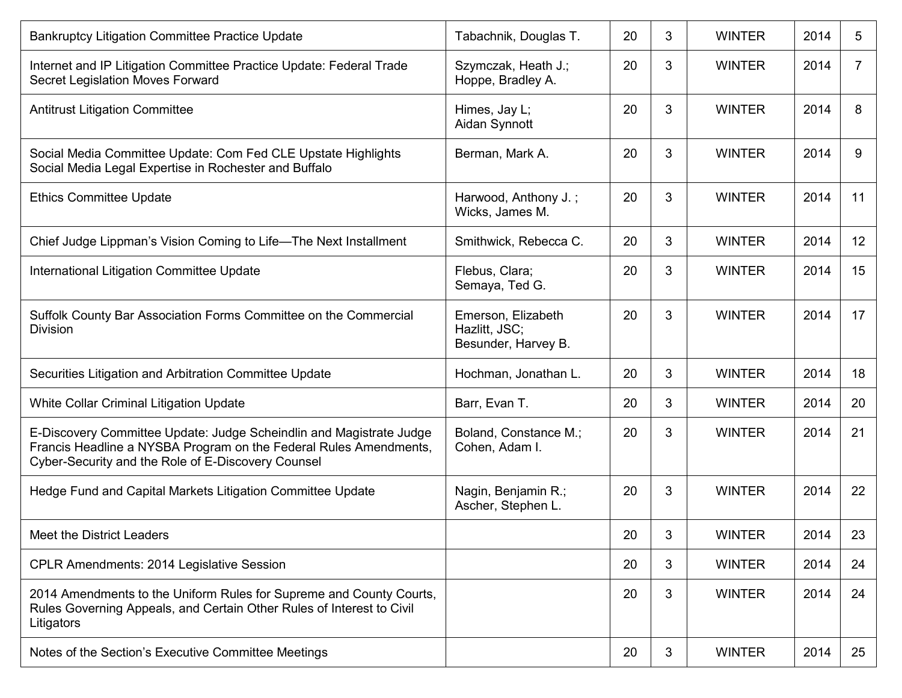| | | | | | | |
|---|---|---|---|---|---|---|
| Bankruptcy Litigation Committee Practice Update | Tabachnik, Douglas T. | 20 | 3 | WINTER | 2014 | 5 |
| Internet and IP Litigation Committee Practice Update: Federal Trade Secret Legislation Moves Forward | Szymczak, Heath J.; Hoppe, Bradley A. | 20 | 3 | WINTER | 2014 | 7 |
| Antitrust Litigation Committee | Himes, Jay L; Aidan Synnott | 20 | 3 | WINTER | 2014 | 8 |
| Social Media Committee Update: Com Fed CLE Upstate Highlights Social Media Legal Expertise in Rochester and Buffalo | Berman, Mark A. | 20 | 3 | WINTER | 2014 | 9 |
| Ethics Committee Update | Harwood, Anthony J. ; Wicks, James M. | 20 | 3 | WINTER | 2014 | 11 |
| Chief Judge Lippman's Vision Coming to Life—The Next Installment | Smithwick, Rebecca C. | 20 | 3 | WINTER | 2014 | 12 |
| International Litigation Committee Update | Flebus, Clara; Semaya, Ted G. | 20 | 3 | WINTER | 2014 | 15 |
| Suffolk County Bar Association Forms Committee on the Commercial Division | Emerson, Elizabeth Hazlitt, JSC; Besunder, Harvey B. | 20 | 3 | WINTER | 2014 | 17 |
| Securities Litigation and Arbitration Committee Update | Hochman, Jonathan L. | 20 | 3 | WINTER | 2014 | 18 |
| White Collar Criminal Litigation Update | Barr, Evan T. | 20 | 3 | WINTER | 2014 | 20 |
| E-Discovery Committee Update: Judge Scheindlin and Magistrate Judge Francis Headline a NYSBA Program on the Federal Rules Amendments, Cyber-Security and the Role of E-Discovery Counsel | Boland, Constance M.; Cohen, Adam I. | 20 | 3 | WINTER | 2014 | 21 |
| Hedge Fund and Capital Markets Litigation Committee Update | Nagin, Benjamin R.; Ascher, Stephen L. | 20 | 3 | WINTER | 2014 | 22 |
| Meet the District Leaders | | 20 | 3 | WINTER | 2014 | 23 |
| CPLR Amendments: 2014 Legislative Session | | 20 | 3 | WINTER | 2014 | 24 |
| 2014 Amendments to the Uniform Rules for Supreme and County Courts, Rules Governing Appeals, and Certain Other Rules of Interest to Civil Litigators | | 20 | 3 | WINTER | 2014 | 24 |
| Notes of the Section's Executive Committee Meetings | | 20 | 3 | WINTER | 2014 | 25 |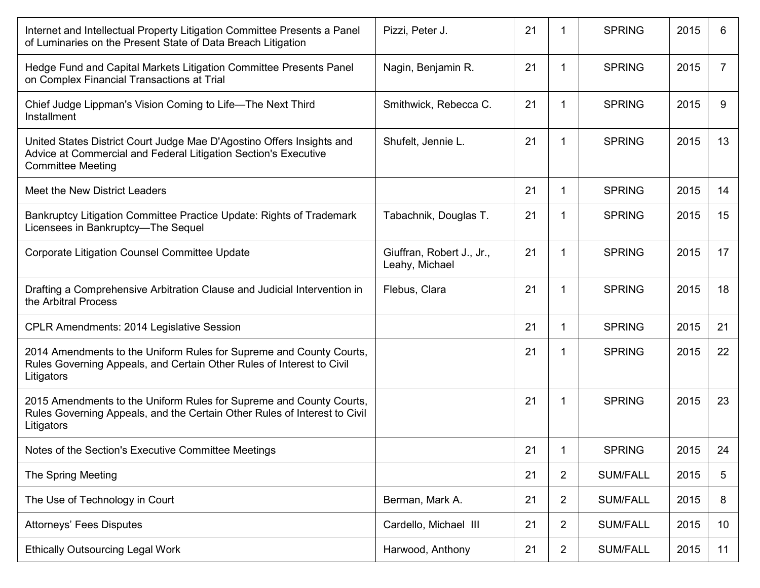| | | | | | | |
|---|---|---|---|---|---|---|
| Internet and Intellectual Property Litigation Committee Presents a Panel of Luminaries on the Present State of Data Breach Litigation | Pizzi, Peter J. | 21 | 1 | SPRING | 2015 | 6 |
| Hedge Fund and Capital Markets Litigation Committee Presents Panel on Complex Financial Transactions at Trial | Nagin, Benjamin R. | 21 | 1 | SPRING | 2015 | 7 |
| Chief Judge Lippman's Vision Coming to Life—The Next Third Installment | Smithwick, Rebecca C. | 21 | 1 | SPRING | 2015 | 9 |
| United States District Court Judge Mae D'Agostino Offers Insights and Advice at Commercial and Federal Litigation Section's Executive Committee Meeting | Shufelt, Jennie L. | 21 | 1 | SPRING | 2015 | 13 |
| Meet the New District Leaders | | 21 | 1 | SPRING | 2015 | 14 |
| Bankruptcy Litigation Committee Practice Update: Rights of Trademark Licensees in Bankruptcy—The Sequel | Tabachnik, Douglas T. | 21 | 1 | SPRING | 2015 | 15 |
| Corporate Litigation Counsel Committee Update | Giuffran, Robert J., Jr., Leahy, Michael | 21 | 1 | SPRING | 2015 | 17 |
| Drafting a Comprehensive Arbitration Clause and Judicial Intervention in the Arbitral Process | Flebus, Clara | 21 | 1 | SPRING | 2015 | 18 |
| CPLR Amendments: 2014 Legislative Session | | 21 | 1 | SPRING | 2015 | 21 |
| 2014 Amendments to the Uniform Rules for Supreme and County Courts, Rules Governing Appeals, and Certain Other Rules of Interest to Civil Litigators | | 21 | 1 | SPRING | 2015 | 22 |
| 2015 Amendments to the Uniform Rules for Supreme and County Courts, Rules Governing Appeals, and the Certain Other Rules of Interest to Civil Litigators | | 21 | 1 | SPRING | 2015 | 23 |
| Notes of the Section's Executive Committee Meetings | | 21 | 1 | SPRING | 2015 | 24 |
| The Spring Meeting | | 21 | 2 | SUM/FALL | 2015 | 5 |
| The Use of Technology in Court | Berman, Mark A. | 21 | 2 | SUM/FALL | 2015 | 8 |
| Attorneys' Fees Disputes | Cardello, Michael III | 21 | 2 | SUM/FALL | 2015 | 10 |
| Ethically Outsourcing Legal Work | Harwood, Anthony | 21 | 2 | SUM/FALL | 2015 | 11 |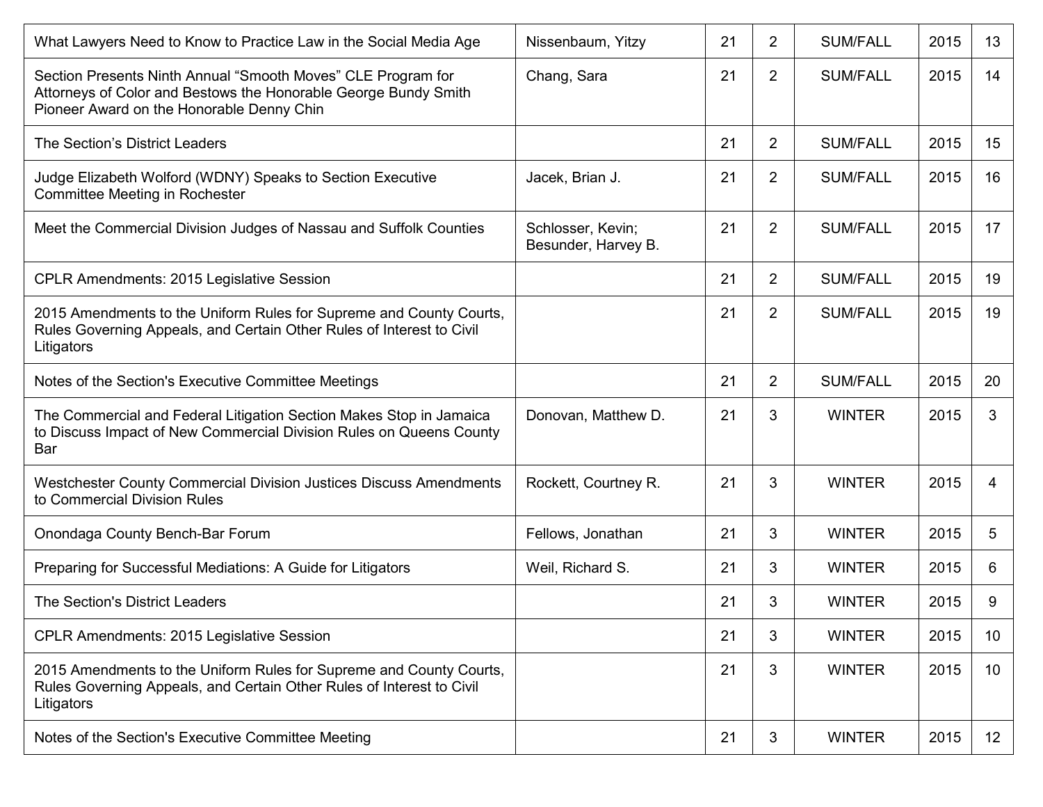| | | | | | | |
|---|---|---|---|---|---|---|
| What Lawyers Need to Know to Practice Law in the Social Media Age | Nissenbaum, Yitzy | 21 | 2 | SUM/FALL | 2015 | 13 |
| Section Presents Ninth Annual "Smooth Moves" CLE Program for Attorneys of Color and Bestows the Honorable George Bundy Smith Pioneer Award on the Honorable Denny Chin | Chang, Sara | 21 | 2 | SUM/FALL | 2015 | 14 |
| The Section's District Leaders | | 21 | 2 | SUM/FALL | 2015 | 15 |
| Judge Elizabeth Wolford (WDNY) Speaks to Section Executive Committee Meeting in Rochester | Jacek, Brian J. | 21 | 2 | SUM/FALL | 2015 | 16 |
| Meet the Commercial Division Judges of Nassau and Suffolk Counties | Schlosser, Kevin; Besunder, Harvey B. | 21 | 2 | SUM/FALL | 2015 | 17 |
| CPLR Amendments: 2015 Legislative Session | | 21 | 2 | SUM/FALL | 2015 | 19 |
| 2015 Amendments to the Uniform Rules for Supreme and County Courts, Rules Governing Appeals, and Certain Other Rules of Interest to Civil Litigators | | 21 | 2 | SUM/FALL | 2015 | 19 |
| Notes of the Section's Executive Committee Meetings | | 21 | 2 | SUM/FALL | 2015 | 20 |
| The Commercial and Federal Litigation Section Makes Stop in Jamaica to Discuss Impact of New Commercial Division Rules on Queens County Bar | Donovan, Matthew D. | 21 | 3 | WINTER | 2015 | 3 |
| Westchester County Commercial Division Justices Discuss Amendments to Commercial Division Rules | Rockett, Courtney R. | 21 | 3 | WINTER | 2015 | 4 |
| Onondaga County Bench-Bar Forum | Fellows, Jonathan | 21 | 3 | WINTER | 2015 | 5 |
| Preparing for Successful Mediations: A Guide for Litigators | Weil, Richard S. | 21 | 3 | WINTER | 2015 | 6 |
| The Section's District Leaders | | 21 | 3 | WINTER | 2015 | 9 |
| CPLR Amendments: 2015 Legislative Session | | 21 | 3 | WINTER | 2015 | 10 |
| 2015 Amendments to the Uniform Rules for Supreme and County Courts, Rules Governing Appeals, and Certain Other Rules of Interest to Civil Litigators | | 21 | 3 | WINTER | 2015 | 10 |
| Notes of the Section's Executive Committee Meeting | | 21 | 3 | WINTER | 2015 | 12 |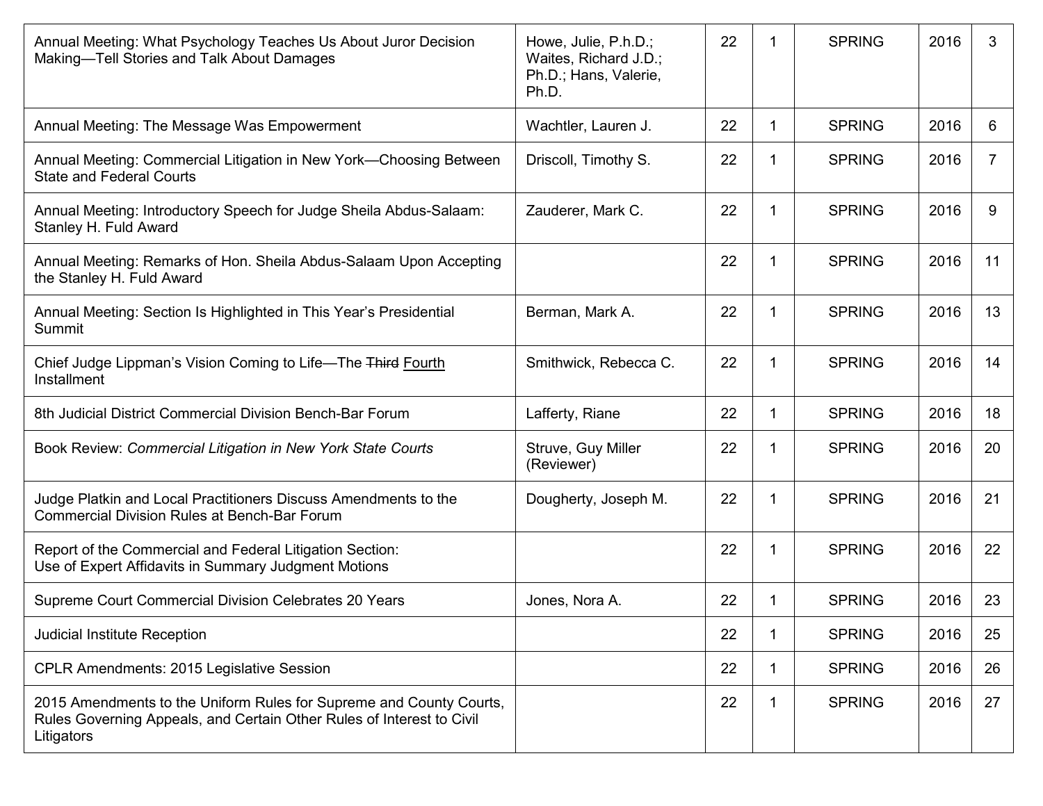| | | | | | | |
|---|---|---|---|---|---|---|
| Annual Meeting: What Psychology Teaches Us About Juror Decision Making—Tell Stories and Talk About Damages | Howe, Julie, P.h.D.; Waites, Richard J.D.; Ph.D.; Hans, Valerie, Ph.D. | 22 | 1 | SPRING | 2016 | 3 |
| Annual Meeting: The Message Was Empowerment | Wachtler, Lauren J. | 22 | 1 | SPRING | 2016 | 6 |
| Annual Meeting: Commercial Litigation in New York—Choosing Between State and Federal Courts | Driscoll, Timothy S. | 22 | 1 | SPRING | 2016 | 7 |
| Annual Meeting: Introductory Speech for Judge Sheila Abdus-Salaam: Stanley H. Fuld Award | Zauderer, Mark C. | 22 | 1 | SPRING | 2016 | 9 |
| Annual Meeting: Remarks of Hon. Sheila Abdus-Salaam Upon Accepting the Stanley H. Fuld Award | | 22 | 1 | SPRING | 2016 | 11 |
| Annual Meeting: Section Is Highlighted in This Year's Presidential Summit | Berman, Mark A. | 22 | 1 | SPRING | 2016 | 13 |
| Chief Judge Lippman's Vision Coming to Life—The ~~Third~~ Fourth Installment | Smithwick, Rebecca C. | 22 | 1 | SPRING | 2016 | 14 |
| 8th Judicial District Commercial Division Bench-Bar Forum | Lafferty, Riane | 22 | 1 | SPRING | 2016 | 18 |
| Book Review: *Commercial Litigation in New York State Courts* | Struve, Guy Miller (Reviewer) | 22 | 1 | SPRING | 2016 | 20 |
| Judge Platkin and Local Practitioners Discuss Amendments to the Commercial Division Rules at Bench-Bar Forum | Dougherty, Joseph M. | 22 | 1 | SPRING | 2016 | 21 |
| Report of the Commercial and Federal Litigation Section: Use of Expert Affidavits in Summary Judgment Motions | | 22 | 1 | SPRING | 2016 | 22 |
| Supreme Court Commercial Division Celebrates 20 Years | Jones, Nora A. | 22 | 1 | SPRING | 2016 | 23 |
| Judicial Institute Reception | | 22 | 1 | SPRING | 2016 | 25 |
| CPLR Amendments: 2015 Legislative Session | | 22 | 1 | SPRING | 2016 | 26 |
| 2015 Amendments to the Uniform Rules for Supreme and County Courts, Rules Governing Appeals, and Certain Other Rules of Interest to Civil Litigators | | 22 | 1 | SPRING | 2016 | 27 |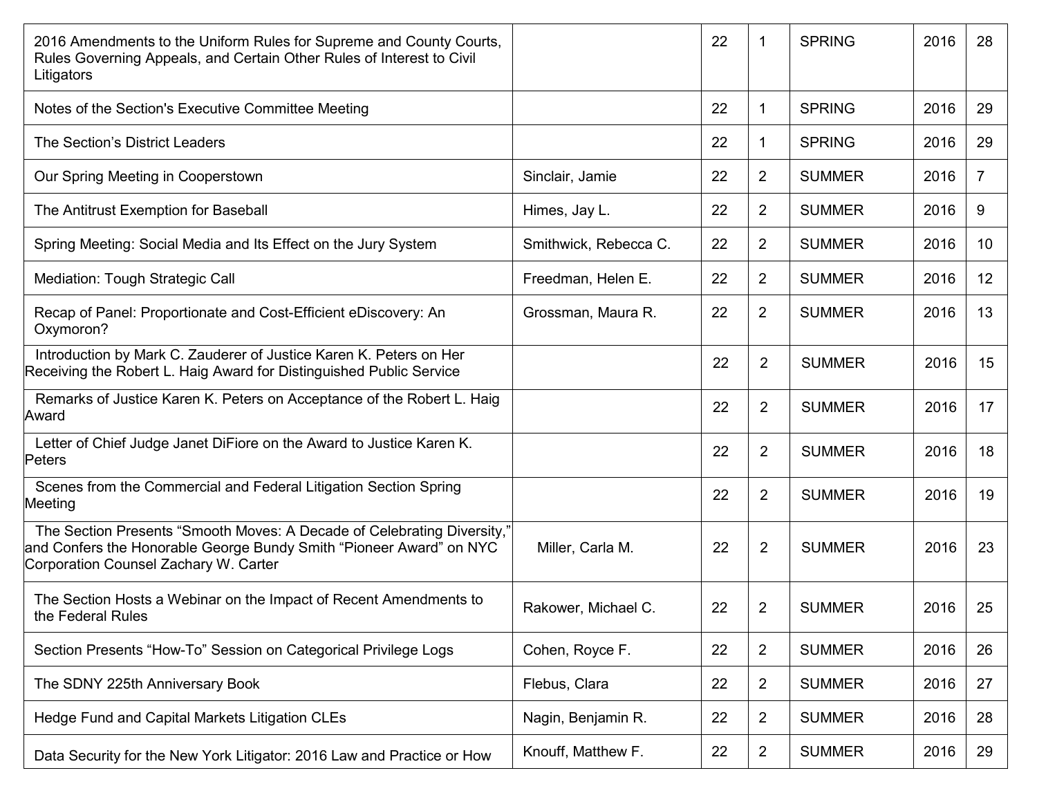| | | | | | | |
|---|---|---|---|---|---|---|
| 2016 Amendments to the Uniform Rules for Supreme and County Courts, Rules Governing Appeals, and Certain Other Rules of Interest to Civil Litigators | | 22 | 1 | SPRING | 2016 | 28 |
| Notes of the Section's Executive Committee Meeting | | 22 | 1 | SPRING | 2016 | 29 |
| The Section's District Leaders | | 22 | 1 | SPRING | 2016 | 29 |
| Our Spring Meeting in Cooperstown | Sinclair, Jamie | 22 | 2 | SUMMER | 2016 | 7 |
| The Antitrust Exemption for Baseball | Himes, Jay L. | 22 | 2 | SUMMER | 2016 | 9 |
| Spring Meeting: Social Media and Its Effect on the Jury System | Smithwick, Rebecca C. | 22 | 2 | SUMMER | 2016 | 10 |
| Mediation: Tough Strategic Call | Freedman, Helen E. | 22 | 2 | SUMMER | 2016 | 12 |
| Recap of Panel: Proportionate and Cost-Efficient eDiscovery: An Oxymoron? | Grossman, Maura R. | 22 | 2 | SUMMER | 2016 | 13 |
| Introduction by Mark C. Zauderer of Justice Karen K. Peters on Her Receiving the Robert L. Haig Award for Distinguished Public Service | | 22 | 2 | SUMMER | 2016 | 15 |
| Remarks of Justice Karen K. Peters on Acceptance of the Robert L. Haig Award | | 22 | 2 | SUMMER | 2016 | 17 |
| Letter of Chief Judge Janet DiFiore on the Award to Justice Karen K. Peters | | 22 | 2 | SUMMER | 2016 | 18 |
| Scenes from the Commercial and Federal Litigation Section Spring Meeting | | 22 | 2 | SUMMER | 2016 | 19 |
| The Section Presents "Smooth Moves: A Decade of Celebrating Diversity," and Confers the Honorable George Bundy Smith "Pioneer Award" on NYC Corporation Counsel Zachary W. Carter | Miller, Carla M. | 22 | 2 | SUMMER | 2016 | 23 |
| The Section Hosts a Webinar on the Impact of Recent Amendments to the Federal Rules | Rakower, Michael C. | 22 | 2 | SUMMER | 2016 | 25 |
| Section Presents "How-To" Session on Categorical Privilege Logs | Cohen, Royce F. | 22 | 2 | SUMMER | 2016 | 26 |
| The SDNY 225th Anniversary Book | Flebus, Clara | 22 | 2 | SUMMER | 2016 | 27 |
| Hedge Fund and Capital Markets Litigation CLEs | Nagin, Benjamin R. | 22 | 2 | SUMMER | 2016 | 28 |
| Data Security for the New York Litigator: 2016 Law and Practice or How | Knouff, Matthew F. | 22 | 2 | SUMMER | 2016 | 29 |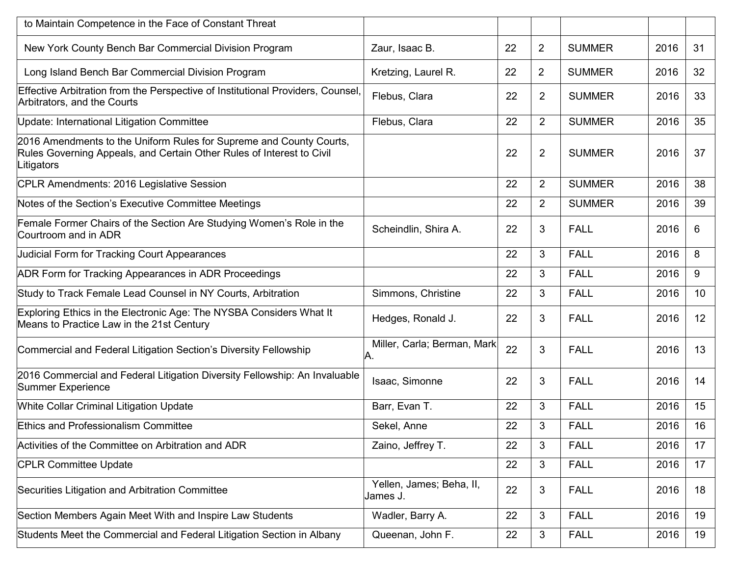| | | | | | | |
|---|---|---|---|---|---|---|
| to Maintain Competence in the Face of Constant Threat | | | | | | |
| New York County Bench Bar Commercial Division Program | Zaur, Isaac B. | 22 | 2 | SUMMER | 2016 | 31 |
| Long Island Bench Bar Commercial Division Program | Kretzing, Laurel R. | 22 | 2 | SUMMER | 2016 | 32 |
| Effective Arbitration from the Perspective of Institutional Providers, Counsel, Arbitrators, and the Courts | Flebus, Clara | 22 | 2 | SUMMER | 2016 | 33 |
| Update: International Litigation Committee | Flebus, Clara | 22 | 2 | SUMMER | 2016 | 35 |
| 2016 Amendments to the Uniform Rules for Supreme and County Courts, Rules Governing Appeals, and Certain Other Rules of Interest to Civil Litigators | | 22 | 2 | SUMMER | 2016 | 37 |
| CPLR Amendments: 2016 Legislative Session | | 22 | 2 | SUMMER | 2016 | 38 |
| Notes of the Section's Executive Committee Meetings | | 22 | 2 | SUMMER | 2016 | 39 |
| Female Former Chairs of the Section Are Studying Women's Role in the Courtroom and in ADR | Scheindlin, Shira A. | 22 | 3 | FALL | 2016 | 6 |
| Judicial Form for Tracking Court Appearances | | 22 | 3 | FALL | 2016 | 8 |
| ADR Form for Tracking Appearances in ADR Proceedings | | 22 | 3 | FALL | 2016 | 9 |
| Study to Track Female Lead Counsel in NY Courts, Arbitration | Simmons, Christine | 22 | 3 | FALL | 2016 | 10 |
| Exploring Ethics in the Electronic Age: The NYSBA Considers What It Means to Practice Law in the 21st Century | Hedges, Ronald J. | 22 | 3 | FALL | 2016 | 12 |
| Commercial and Federal Litigation Section's Diversity Fellowship | Miller, Carla; Berman, Mark A. | 22 | 3 | FALL | 2016 | 13 |
| 2016 Commercial and Federal Litigation Diversity Fellowship: An Invaluable Summer Experience | Isaac, Simonne | 22 | 3 | FALL | 2016 | 14 |
| White Collar Criminal Litigation Update | Barr, Evan T. | 22 | 3 | FALL | 2016 | 15 |
| Ethics and Professionalism Committee | Sekel, Anne | 22 | 3 | FALL | 2016 | 16 |
| Activities of the Committee on Arbitration and ADR | Zaino, Jeffrey T. | 22 | 3 | FALL | 2016 | 17 |
| CPLR Committee Update | | 22 | 3 | FALL | 2016 | 17 |
| Securities Litigation and Arbitration Committee | Yellen, James; Beha, II, James J. | 22 | 3 | FALL | 2016 | 18 |
| Section Members Again Meet With and Inspire Law Students | Wadler, Barry A. | 22 | 3 | FALL | 2016 | 19 |
| Students Meet the Commercial and Federal Litigation Section in Albany | Queenan, John F. | 22 | 3 | FALL | 2016 | 19 |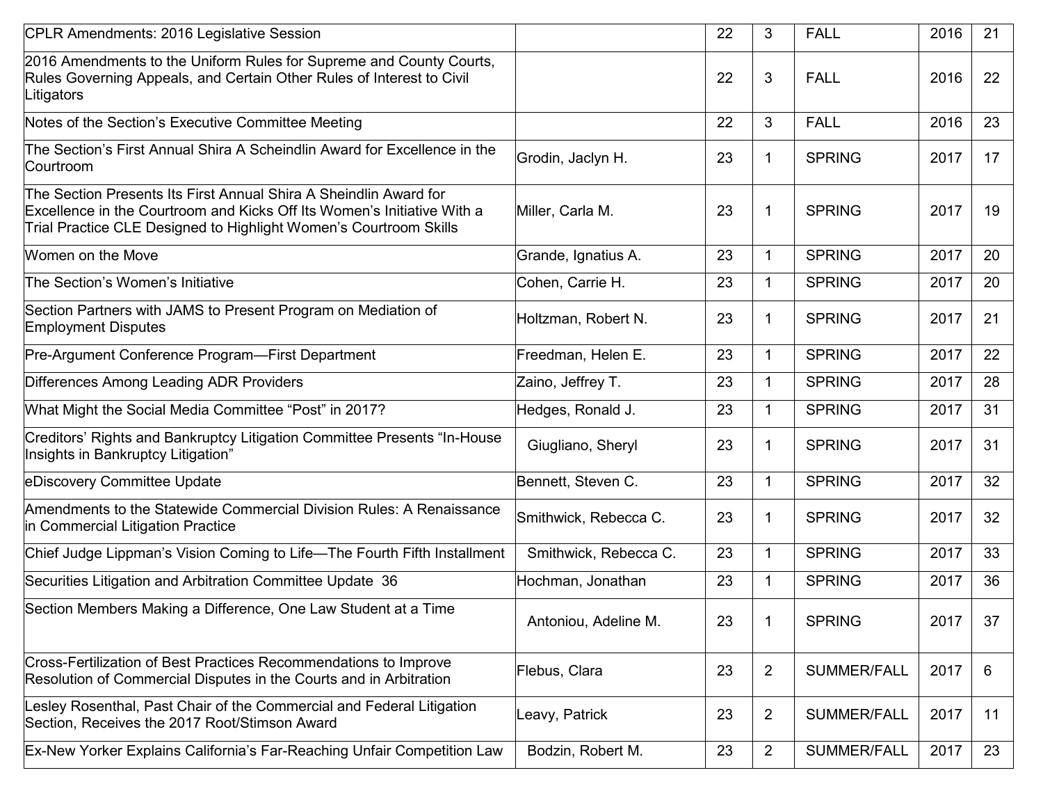| | | | | | | |
|---|---|---|---|---|---|---|
| CPLR Amendments: 2016 Legislative Session | | 22 | 3 | FALL | 2016 | 21 |
| 2016 Amendments to the Uniform Rules for Supreme and County Courts, Rules Governing Appeals, and Certain Other Rules of Interest to Civil Litigators | | 22 | 3 | FALL | 2016 | 22 |
| Notes of the Section's Executive Committee Meeting | | 22 | 3 | FALL | 2016 | 23 |
| The Section's First Annual Shira A Scheindlin Award for Excellence in the Courtroom | Grodin, Jaclyn H. | 23 | 1 | SPRING | 2017 | 17 |
| The Section Presents Its First Annual Shira A Sheindlin Award for Excellence in the Courtroom and Kicks Off Its Women's Initiative With a Trial Practice CLE Designed to Highlight Women's Courtroom Skills | Miller, Carla M. | 23 | 1 | SPRING | 2017 | 19 |
| Women on the Move | Grande, Ignatius A. | 23 | 1 | SPRING | 2017 | 20 |
| The Section's Women's Initiative | Cohen, Carrie H. | 23 | 1 | SPRING | 2017 | 20 |
| Section Partners with JAMS to Present Program on Mediation of Employment Disputes | Holtzman, Robert N. | 23 | 1 | SPRING | 2017 | 21 |
| Pre-Argument Conference Program—First Department | Freedman, Helen E. | 23 | 1 | SPRING | 2017 | 22 |
| Differences Among Leading ADR Providers | Zaino, Jeffrey T. | 23 | 1 | SPRING | 2017 | 28 |
| What Might the Social Media Committee "Post" in 2017? | Hedges, Ronald J. | 23 | 1 | SPRING | 2017 | 31 |
| Creditors' Rights and Bankruptcy Litigation Committee Presents "In-House Insights in Bankruptcy Litigation" | Giugliano, Sheryl | 23 | 1 | SPRING | 2017 | 31 |
| eDiscovery Committee Update | Bennett, Steven C. | 23 | 1 | SPRING | 2017 | 32 |
| Amendments to the Statewide Commercial Division Rules: A Renaissance in Commercial Litigation Practice | Smithwick, Rebecca C. | 23 | 1 | SPRING | 2017 | 32 |
| Chief Judge Lippman's Vision Coming to Life—The Fourth Fifth Installment | Smithwick, Rebecca C. | 23 | 1 | SPRING | 2017 | 33 |
| Securities Litigation and Arbitration Committee Update 36 | Hochman, Jonathan | 23 | 1 | SPRING | 2017 | 36 |
| Section Members Making a Difference, One Law Student at a Time | Antoniou, Adeline M. | 23 | 1 | SPRING | 2017 | 37 |
| Cross-Fertilization of Best Practices Recommendations to Improve Resolution of Commercial Disputes in the Courts and in Arbitration | Flebus, Clara | 23 | 2 | SUMMER/FALL | 2017 | 6 |
| Lesley Rosenthal, Past Chair of the Commercial and Federal Litigation Section, Receives the 2017 Root/Stimson Award | Leavy, Patrick | 23 | 2 | SUMMER/FALL | 2017 | 11 |
| Ex-New Yorker Explains California's Far-Reaching Unfair Competition Law | Bodzin, Robert M. | 23 | 2 | SUMMER/FALL | 2017 | 23 |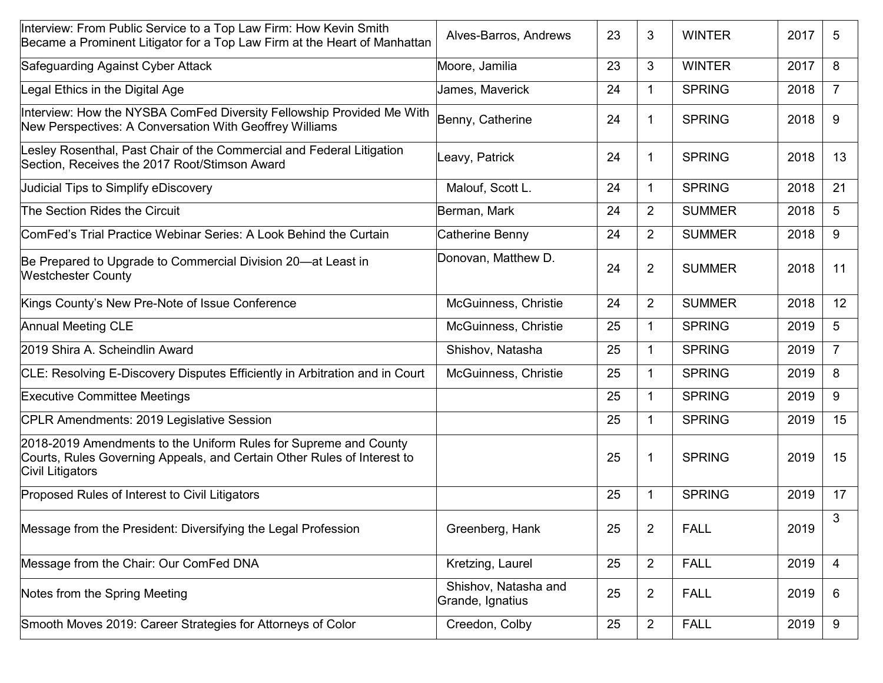| | | | | | | |
|---|---|---|---|---|---|---|
| Interview: From Public Service to a Top Law Firm: How Kevin Smith Became a Prominent Litigator for a Top Law Firm at the Heart of Manhattan | Alves-Barros, Andrews | 23 | 3 | WINTER | 2017 | 5 |
| Safeguarding Against Cyber Attack | Moore, Jamilia | 23 | 3 | WINTER | 2017 | 8 |
| Legal Ethics in the Digital Age | James, Maverick | 24 | 1 | SPRING | 2018 | 7 |
| Interview: How the NYSBA ComFed Diversity Fellowship Provided Me With New Perspectives: A Conversation With Geoffrey Williams | Benny, Catherine | 24 | 1 | SPRING | 2018 | 9 |
| Lesley Rosenthal, Past Chair of the Commercial and Federal Litigation Section, Receives the 2017 Root/Stimson Award | Leavy, Patrick | 24 | 1 | SPRING | 2018 | 13 |
| Judicial Tips to Simplify eDiscovery | Malouf, Scott L. | 24 | 1 | SPRING | 2018 | 21 |
| The Section Rides the Circuit | Berman, Mark | 24 | 2 | SUMMER | 2018 | 5 |
| ComFed's Trial Practice Webinar Series: A Look Behind the Curtain | Catherine Benny | 24 | 2 | SUMMER | 2018 | 9 |
| Be Prepared to Upgrade to Commercial Division 20—at Least in Westchester County | Donovan, Matthew D. | 24 | 2 | SUMMER | 2018 | 11 |
| Kings County's New Pre-Note of Issue Conference | McGuinness, Christie | 24 | 2 | SUMMER | 2018 | 12 |
| Annual Meeting CLE | McGuinness, Christie | 25 | 1 | SPRING | 2019 | 5 |
| 2019 Shira A. Scheindlin Award | Shishov, Natasha | 25 | 1 | SPRING | 2019 | 7 |
| CLE: Resolving E-Discovery Disputes Efficiently in Arbitration and in Court | McGuinness, Christie | 25 | 1 | SPRING | 2019 | 8 |
| Executive Committee Meetings | | 25 | 1 | SPRING | 2019 | 9 |
| CPLR Amendments: 2019 Legislative Session | | 25 | 1 | SPRING | 2019 | 15 |
| 2018-2019 Amendments to the Uniform Rules for Supreme and County Courts, Rules Governing Appeals, and Certain Other Rules of Interest to Civil Litigators | | 25 | 1 | SPRING | 2019 | 15 |
| Proposed Rules of Interest to Civil Litigators | | 25 | 1 | SPRING | 2019 | 17 |
| Message from the President: Diversifying the Legal Profession | Greenberg, Hank | 25 | 2 | FALL | 2019 | 3 |
| Message from the Chair: Our ComFed DNA | Kretzing, Laurel | 25 | 2 | FALL | 2019 | 4 |
| Notes from the Spring Meeting | Shishov, Natasha and Grande, Ignatius | 25 | 2 | FALL | 2019 | 6 |
| Smooth Moves 2019: Career Strategies for Attorneys of Color | Creedon, Colby | 25 | 2 | FALL | 2019 | 9 |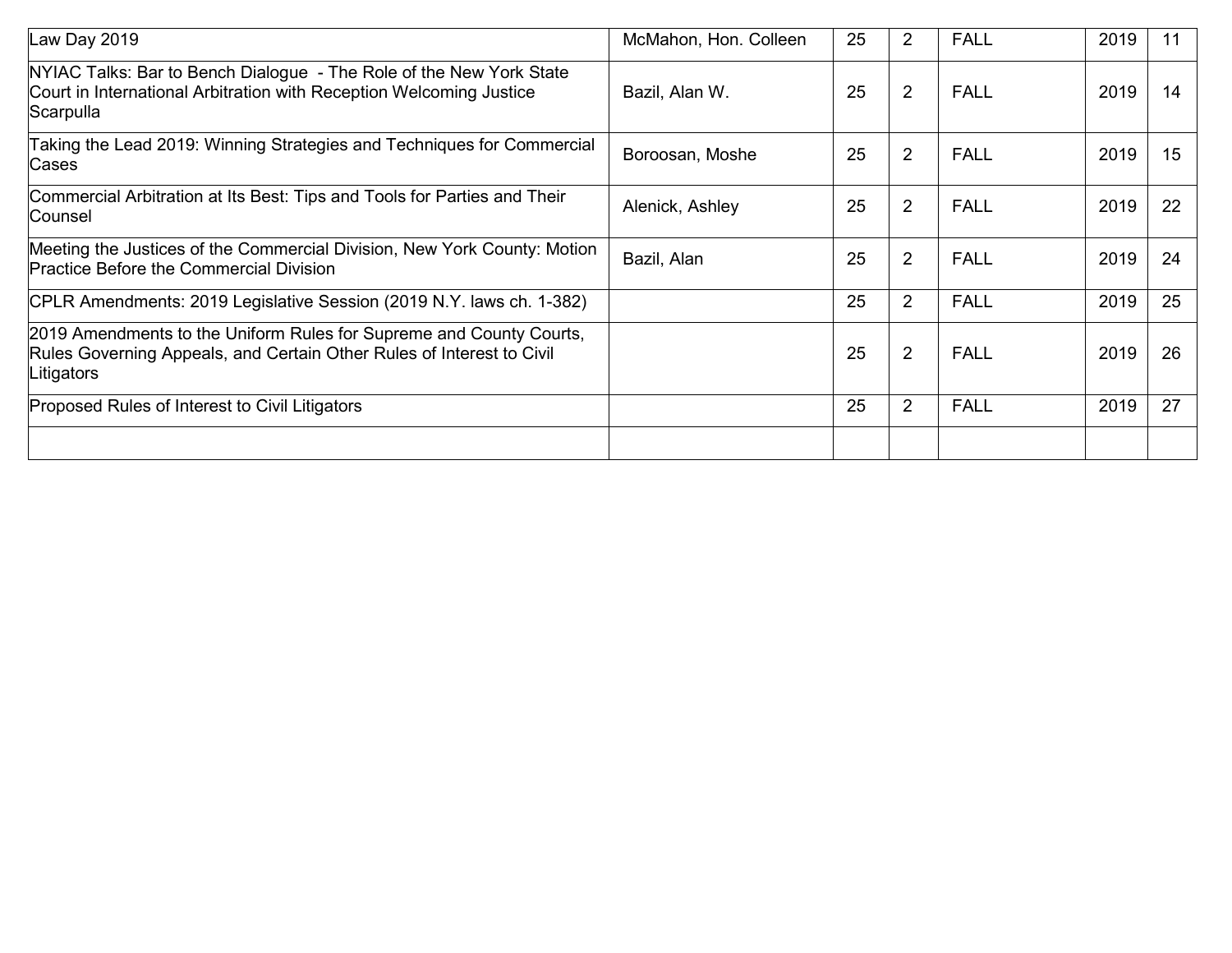| | | | | | | |
|---|---|---|---|---|---|---|
| Law Day 2019 | McMahon, Hon. Colleen | 25 | 2 | FALL | 2019 | 11 |
| NYIAC Talks: Bar to Bench Dialogue - The Role of the New York State Court in International Arbitration with Reception Welcoming Justice Scarpulla | Bazil, Alan W. | 25 | 2 | FALL | 2019 | 14 |
| Taking the Lead 2019: Winning Strategies and Techniques for Commercial Cases | Boroosan, Moshe | 25 | 2 | FALL | 2019 | 15 |
| Commercial Arbitration at Its Best: Tips and Tools for Parties and Their Counsel | Alenick, Ashley | 25 | 2 | FALL | 2019 | 22 |
| Meeting the Justices of the Commercial Division, New York County: Motion Practice Before the Commercial Division | Bazil, Alan | 25 | 2 | FALL | 2019 | 24 |
| CPLR Amendments: 2019 Legislative Session (2019 N.Y. laws ch. 1-382) | | 25 | 2 | FALL | 2019 | 25 |
| 2019 Amendments to the Uniform Rules for Supreme and County Courts, Rules Governing Appeals, and Certain Other Rules of Interest to Civil Litigators | | 25 | 2 | FALL | 2019 | 26 |
| Proposed Rules of Interest to Civil Litigators | | 25 | 2 | FALL | 2019 | 27 |
| | | | | | | |